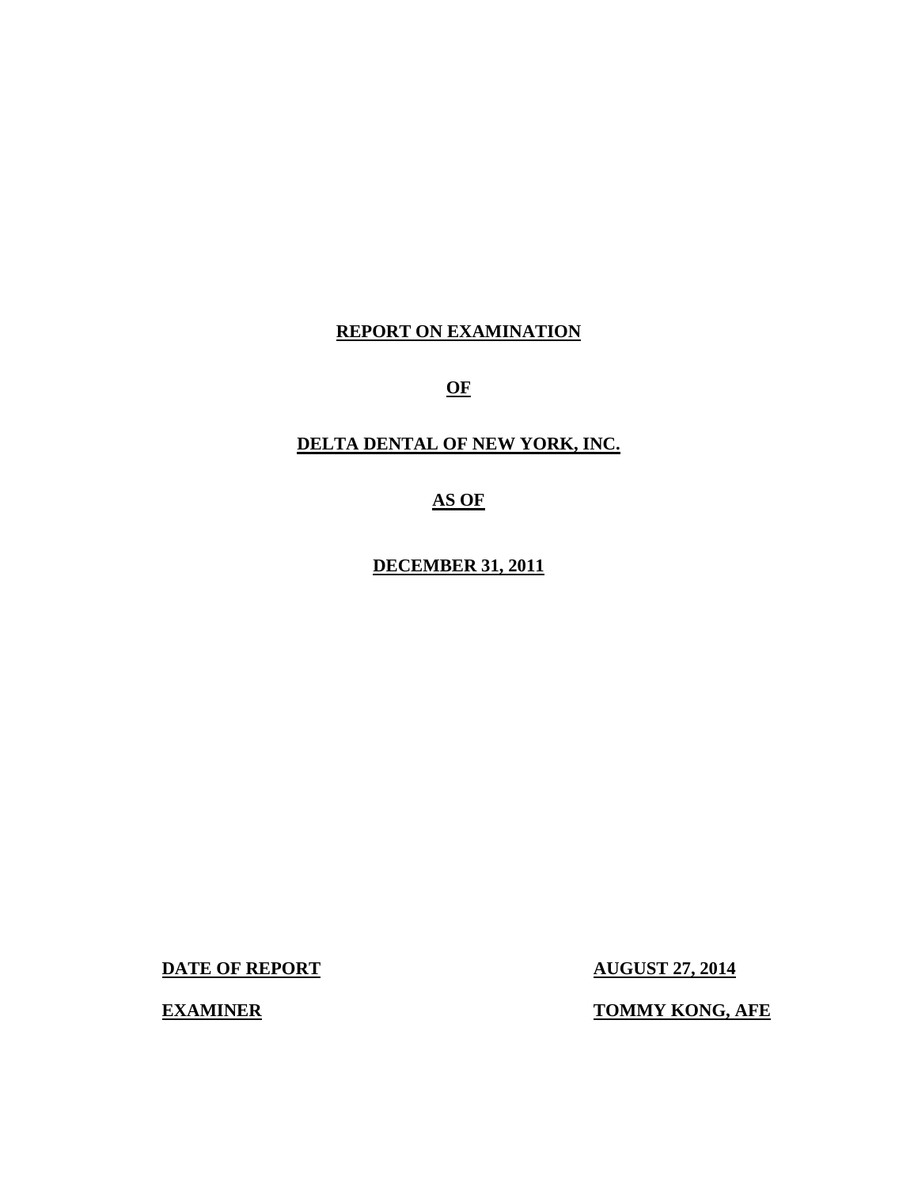**REPORT ON EXAMINATION**

**OF**

**DELTA DENTAL OF NEW YORK, INC.**

**AS OF**

**DECEMBER 31, 2011**

| | |
|---|---|
| **DATE OF REPORT** | **AUGUST 27, 2014** |
| **EXAMINER** | **TOMMY KONG, AFE** |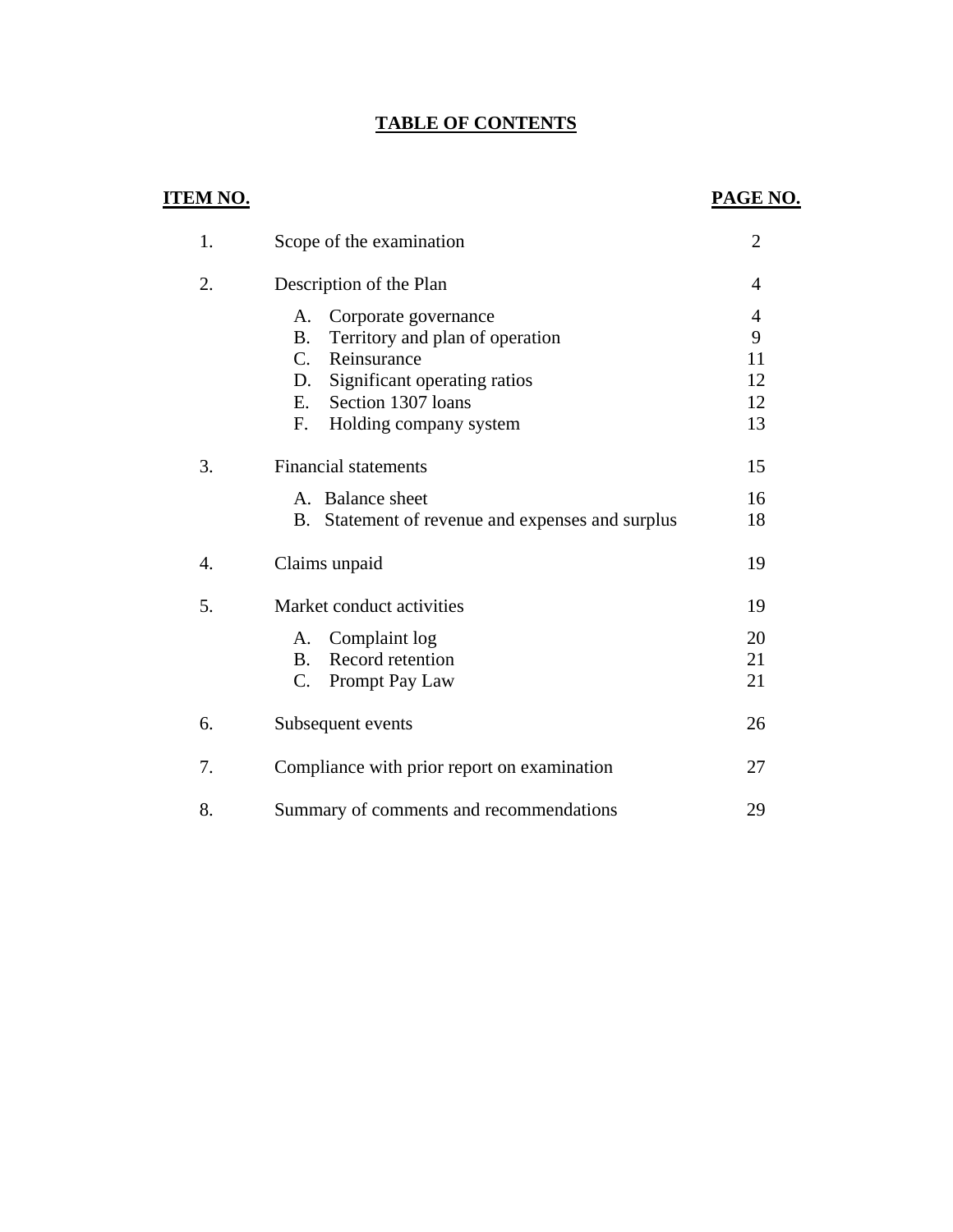# TABLE OF CONTENTS

| ITEM NO. | | PAGE NO. |
|---|---|---|
| 1. | Scope of the examination | 2 |
| 2. | Description of the Plan | 4 |
| | A. Corporate governance | 4 |
| | B. Territory and plan of operation | 9 |
| | C. Reinsurance | 11 |
| | D. Significant operating ratios | 12 |
| | E. Section 1307 loans | 12 |
| | F. Holding company system | 13 |
| 3. | Financial statements | 15 |
| | A. Balance sheet | 16 |
| | B. Statement of revenue and expenses and surplus | 18 |
| 4. | Claims unpaid | 19 |
| 5. | Market conduct activities | 19 |
| | A. Complaint log | 20 |
| | B. Record retention | 21 |
| | C. Prompt Pay Law | 21 |
| 6. | Subsequent events | 26 |
| 7. | Compliance with prior report on examination | 27 |
| 8. | Summary of comments and recommendations | 29 |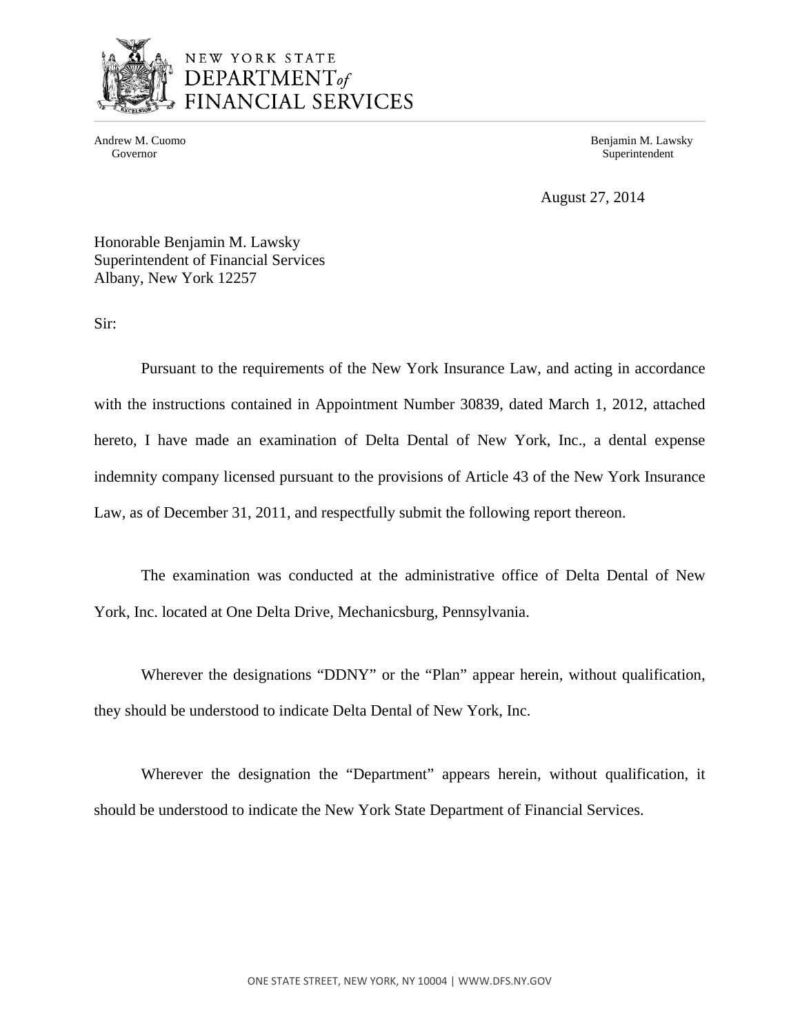NEW YORK STATE
DEPARTMENT *of*
FINANCIAL SERVICES

Andrew M. Cuomo
Governor

Benjamin M. Lawsky
Superintendent

August 27, 2014

Honorable Benjamin M. Lawsky
Superintendent of Financial Services
Albany, New York 12257

Sir:

Pursuant to the requirements of the New York Insurance Law, and acting in accordance with the instructions contained in Appointment Number 30839, dated March 1, 2012, attached hereto, I have made an examination of Delta Dental of New York, Inc., a dental expense indemnity company licensed pursuant to the provisions of Article 43 of the New York Insurance Law, as of December 31, 2011, and respectfully submit the following report thereon.

The examination was conducted at the administrative office of Delta Dental of New York, Inc. located at One Delta Drive, Mechanicsburg, Pennsylvania.

Wherever the designations "DDNY" or the "Plan" appear herein, without qualification, they should be understood to indicate Delta Dental of New York, Inc.

Wherever the designation the "Department" appears herein, without qualification, it should be understood to indicate the New York State Department of Financial Services.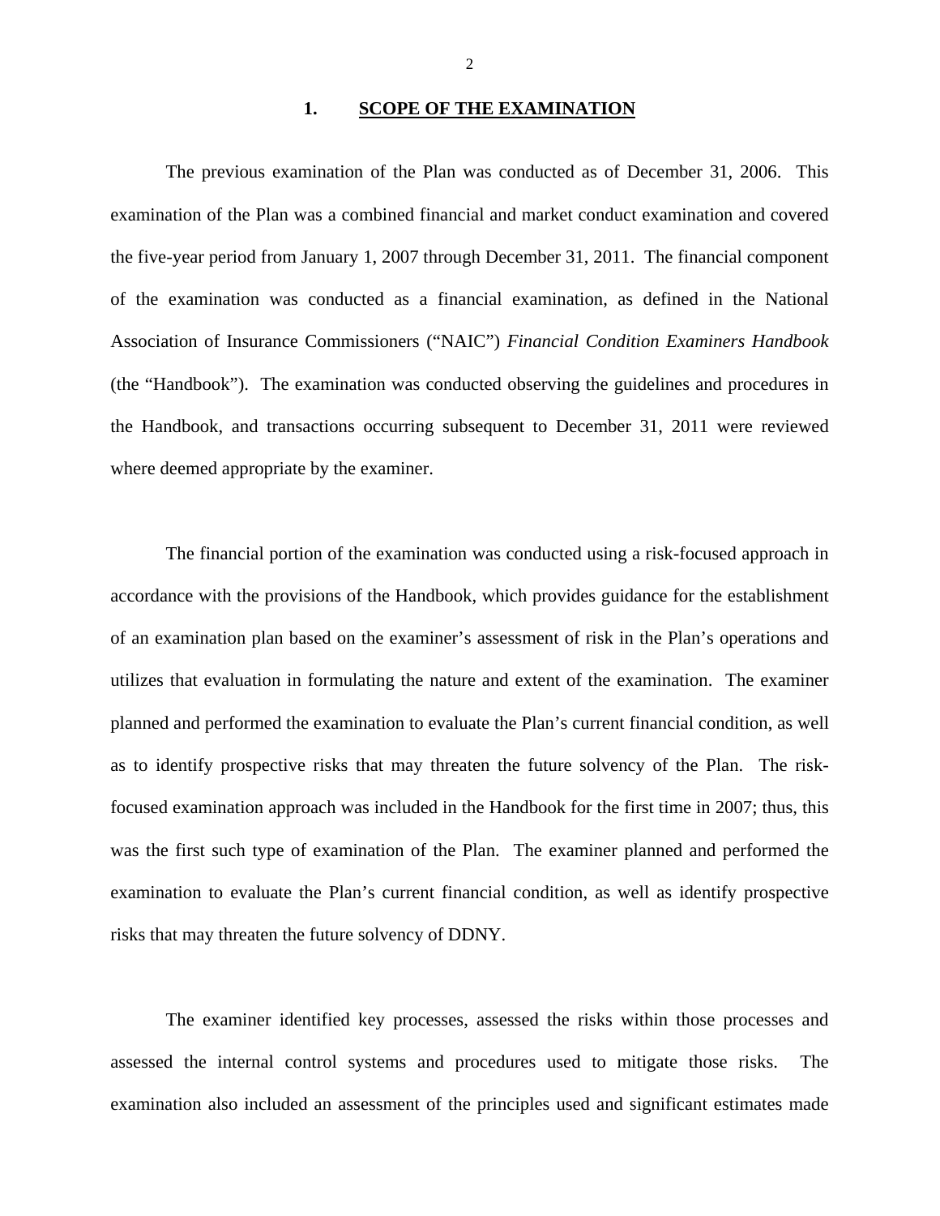# 1. SCOPE OF THE EXAMINATION

The previous examination of the Plan was conducted as of December 31, 2006. This examination of the Plan was a combined financial and market conduct examination and covered the five-year period from January 1, 2007 through December 31, 2011. The financial component of the examination was conducted as a financial examination, as defined in the National Association of Insurance Commissioners ("NAIC") *Financial Condition Examiners Handbook* (the "Handbook"). The examination was conducted observing the guidelines and procedures in the Handbook, and transactions occurring subsequent to December 31, 2011 were reviewed where deemed appropriate by the examiner.

The financial portion of the examination was conducted using a risk-focused approach in accordance with the provisions of the Handbook, which provides guidance for the establishment of an examination plan based on the examiner's assessment of risk in the Plan's operations and utilizes that evaluation in formulating the nature and extent of the examination. The examiner planned and performed the examination to evaluate the Plan's current financial condition, as well as to identify prospective risks that may threaten the future solvency of the Plan. The risk-focused examination approach was included in the Handbook for the first time in 2007; thus, this was the first such type of examination of the Plan. The examiner planned and performed the examination to evaluate the Plan's current financial condition, as well as identify prospective risks that may threaten the future solvency of DDNY.

The examiner identified key processes, assessed the risks within those processes and assessed the internal control systems and procedures used to mitigate those risks. The examination also included an assessment of the principles used and significant estimates made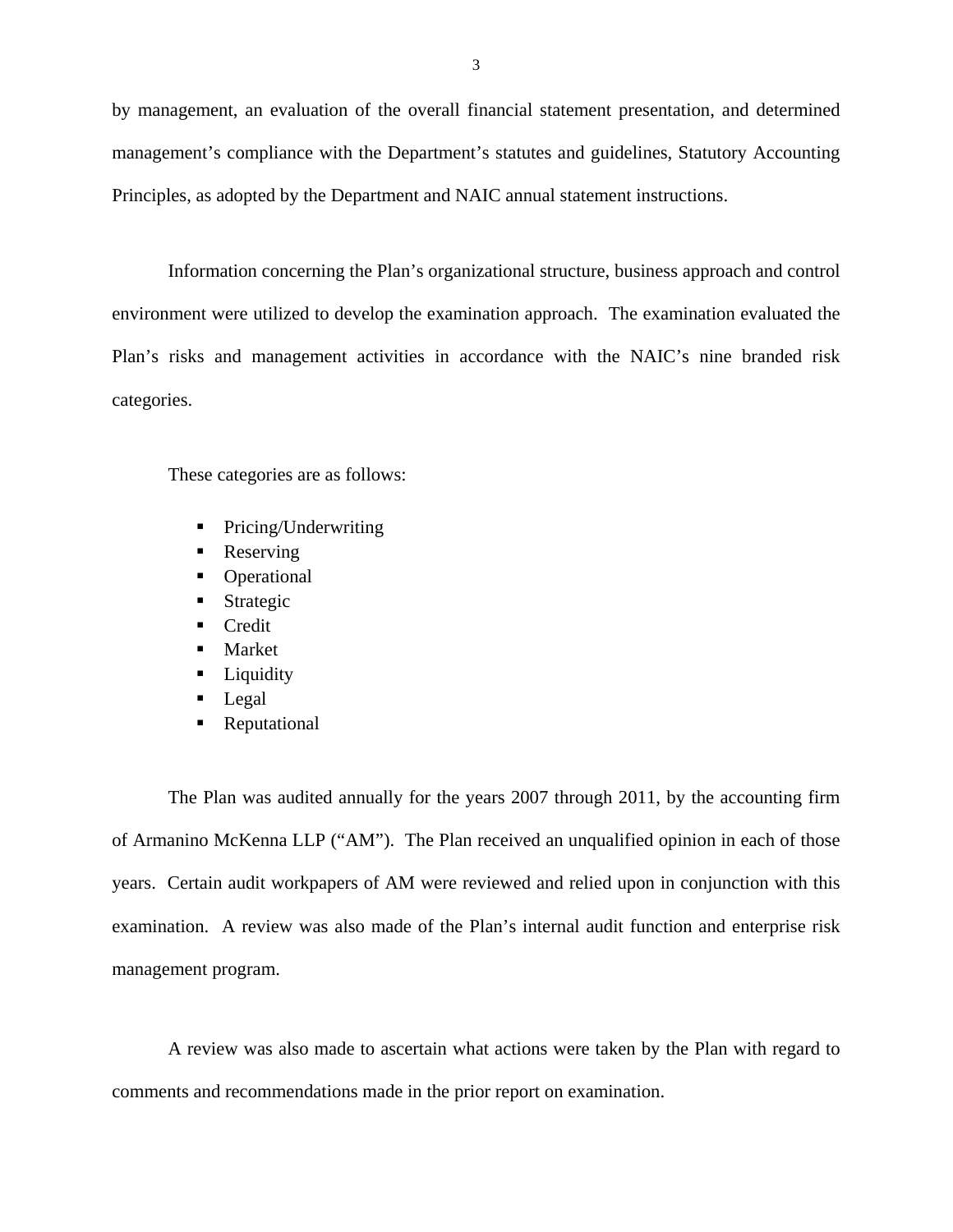by management, an evaluation of the overall financial statement presentation, and determined management's compliance with the Department's statutes and guidelines, Statutory Accounting Principles, as adopted by the Department and NAIC annual statement instructions.

Information concerning the Plan's organizational structure, business approach and control environment were utilized to develop the examination approach. The examination evaluated the Plan's risks and management activities in accordance with the NAIC's nine branded risk categories.

These categories are as follows:

- Pricing/Underwriting
- Reserving
- Operational
- Strategic
- Credit
- Market
- Liquidity
- Legal
- Reputational

The Plan was audited annually for the years 2007 through 2011, by the accounting firm of Armanino McKenna LLP ("AM"). The Plan received an unqualified opinion in each of those years. Certain audit workpapers of AM were reviewed and relied upon in conjunction with this examination. A review was also made of the Plan's internal audit function and enterprise risk management program.

A review was also made to ascertain what actions were taken by the Plan with regard to comments and recommendations made in the prior report on examination.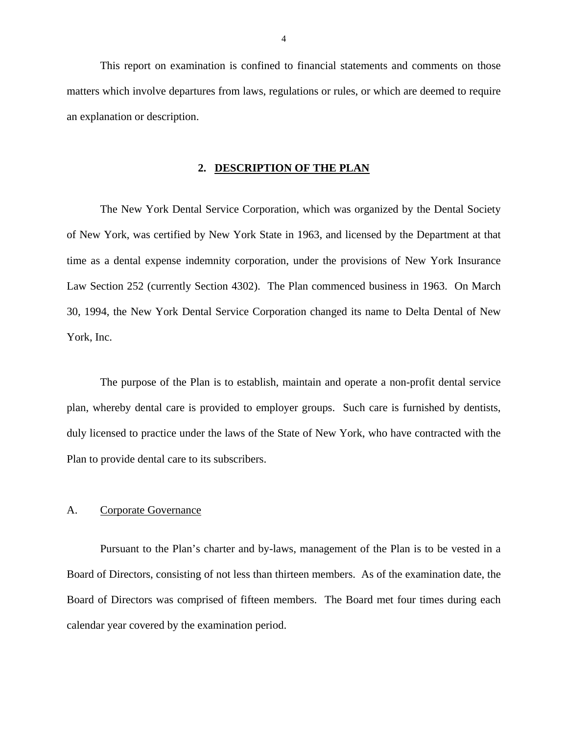This report on examination is confined to financial statements and comments on those matters which involve departures from laws, regulations or rules, or which are deemed to require an explanation or description.

## 2. DESCRIPTION OF THE PLAN

The New York Dental Service Corporation, which was organized by the Dental Society of New York, was certified by New York State in 1963, and licensed by the Department at that time as a dental expense indemnity corporation, under the provisions of New York Insurance Law Section 252 (currently Section 4302). The Plan commenced business in 1963. On March 30, 1994, the New York Dental Service Corporation changed its name to Delta Dental of New York, Inc.

The purpose of the Plan is to establish, maintain and operate a non-profit dental service plan, whereby dental care is provided to employer groups. Such care is furnished by dentists, duly licensed to practice under the laws of the State of New York, who have contracted with the Plan to provide dental care to its subscribers.

### A. Corporate Governance

Pursuant to the Plan's charter and by-laws, management of the Plan is to be vested in a Board of Directors, consisting of not less than thirteen members. As of the examination date, the Board of Directors was comprised of fifteen members. The Board met four times during each calendar year covered by the examination period.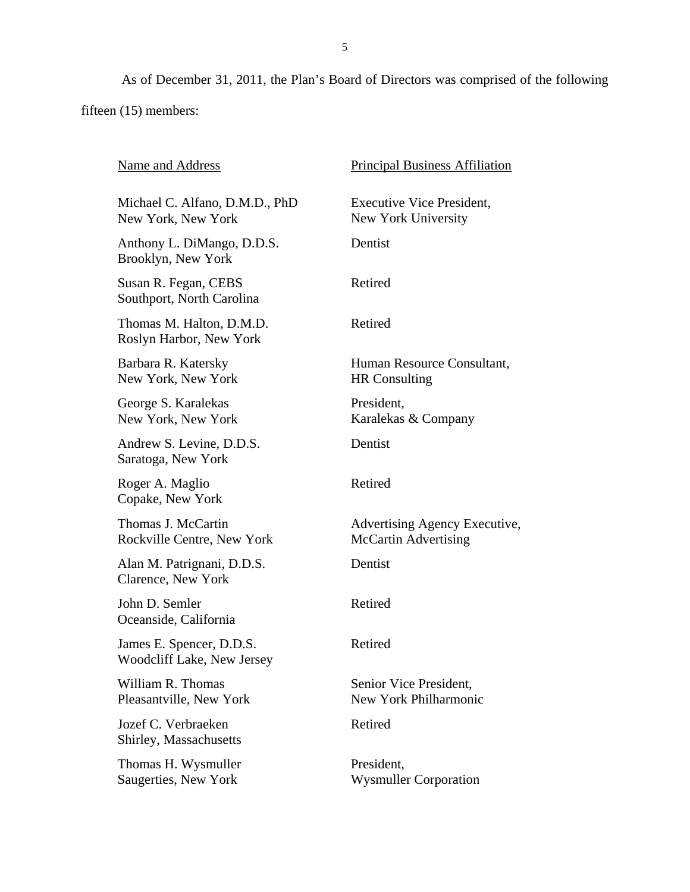As of December 31, 2011, the Plan's Board of Directors was comprised of the following fifteen (15) members:

| Name and Address | Principal Business Affiliation |
|---|---|
| Michael C. Alfano, D.M.D., PhD<br>New York, New York | Executive Vice President,<br>New York University |
| Anthony L. DiMango, D.D.S.<br>Brooklyn, New York | Dentist |
| Susan R. Fegan, CEBS<br>Southport, North Carolina | Retired |
| Thomas M. Halton, D.M.D.<br>Roslyn Harbor, New York | Retired |
| Barbara R. Katersky<br>New York, New York | Human Resource Consultant,<br>HR Consulting |
| George S. Karalekas<br>New York, New York | President,<br>Karalekas & Company |
| Andrew S. Levine, D.D.S.<br>Saratoga, New York | Dentist |
| Roger A. Maglio<br>Copake, New York | Retired |
| Thomas J. McCartin<br>Rockville Centre, New York | Advertising Agency Executive,<br>McCartin Advertising |
| Alan M. Patrignani, D.D.S.<br>Clarence, New York | Dentist |
| John D. Semler<br>Oceanside, California | Retired |
| James E. Spencer, D.D.S.<br>Woodcliff Lake, New Jersey | Retired |
| William R. Thomas<br>Pleasantville, New York | Senior Vice President,<br>New York Philharmonic |
| Jozef C. Verbraeken<br>Shirley, Massachusetts | Retired |
| Thomas H. Wysmuller<br>Saugerties, New York | President,<br>Wysmuller Corporation |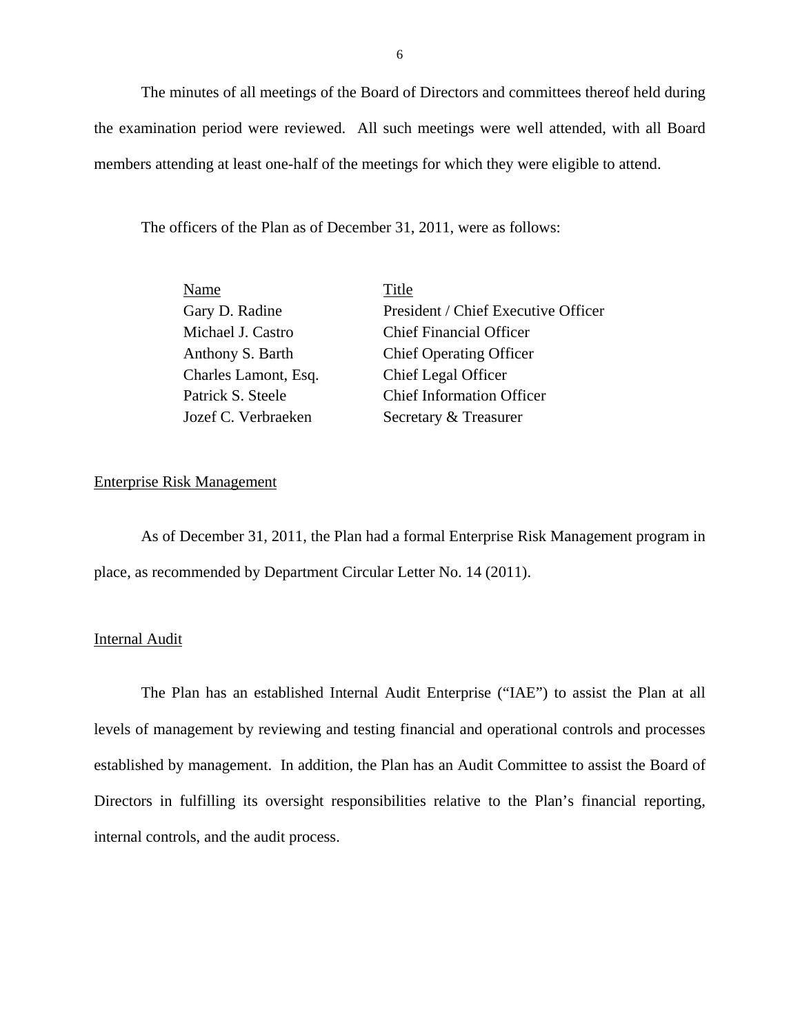The minutes of all meetings of the Board of Directors and committees thereof held during the examination period were reviewed. All such meetings were well attended, with all Board members attending at least one-half of the meetings for which they were eligible to attend.

The officers of the Plan as of December 31, 2011, were as follows:

| Name | Title |
|---|---|
| Gary D. Radine | President / Chief Executive Officer |
| Michael J. Castro | Chief Financial Officer |
| Anthony S. Barth | Chief Operating Officer |
| Charles Lamont, Esq. | Chief Legal Officer |
| Patrick S. Steele | Chief Information Officer |
| Jozef C. Verbraeken | Secretary & Treasurer |

## Enterprise Risk Management

As of December 31, 2011, the Plan had a formal Enterprise Risk Management program in place, as recommended by Department Circular Letter No. 14 (2011).

## Internal Audit

The Plan has an established Internal Audit Enterprise ("IAE") to assist the Plan at all levels of management by reviewing and testing financial and operational controls and processes established by management. In addition, the Plan has an Audit Committee to assist the Board of Directors in fulfilling its oversight responsibilities relative to the Plan's financial reporting, internal controls, and the audit process.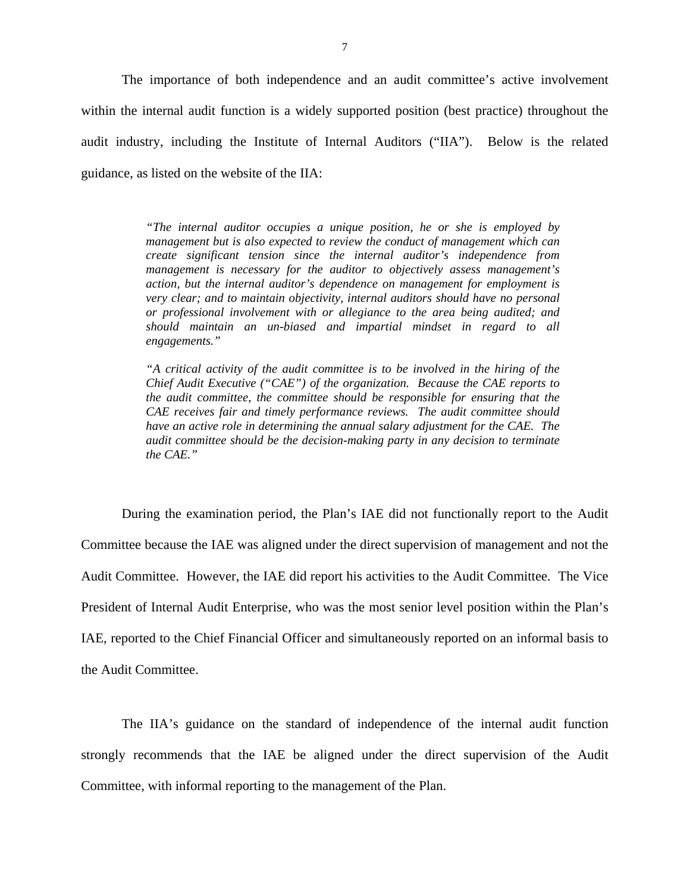The importance of both independence and an audit committee's active involvement within the internal audit function is a widely supported position (best practice) throughout the audit industry, including the Institute of Internal Auditors ("IIA"). Below is the related guidance, as listed on the website of the IIA:

> *"The internal auditor occupies a unique position, he or she is employed by management but is also expected to review the conduct of management which can create significant tension since the internal auditor's independence from management is necessary for the auditor to objectively assess management's action, but the internal auditor's dependence on management for employment is very clear; and to maintain objectivity, internal auditors should have no personal or professional involvement with or allegiance to the area being audited; and should maintain an un-biased and impartial mindset in regard to all engagements."*
>
> *"A critical activity of the audit committee is to be involved in the hiring of the Chief Audit Executive ("CAE") of the organization. Because the CAE reports to the audit committee, the committee should be responsible for ensuring that the CAE receives fair and timely performance reviews. The audit committee should have an active role in determining the annual salary adjustment for the CAE. The audit committee should be the decision-making party in any decision to terminate the CAE."*

During the examination period, the Plan's IAE did not functionally report to the Audit Committee because the IAE was aligned under the direct supervision of management and not the Audit Committee. However, the IAE did report his activities to the Audit Committee. The Vice President of Internal Audit Enterprise, who was the most senior level position within the Plan's IAE, reported to the Chief Financial Officer and simultaneously reported on an informal basis to the Audit Committee.

The IIA's guidance on the standard of independence of the internal audit function strongly recommends that the IAE be aligned under the direct supervision of the Audit Committee, with informal reporting to the management of the Plan.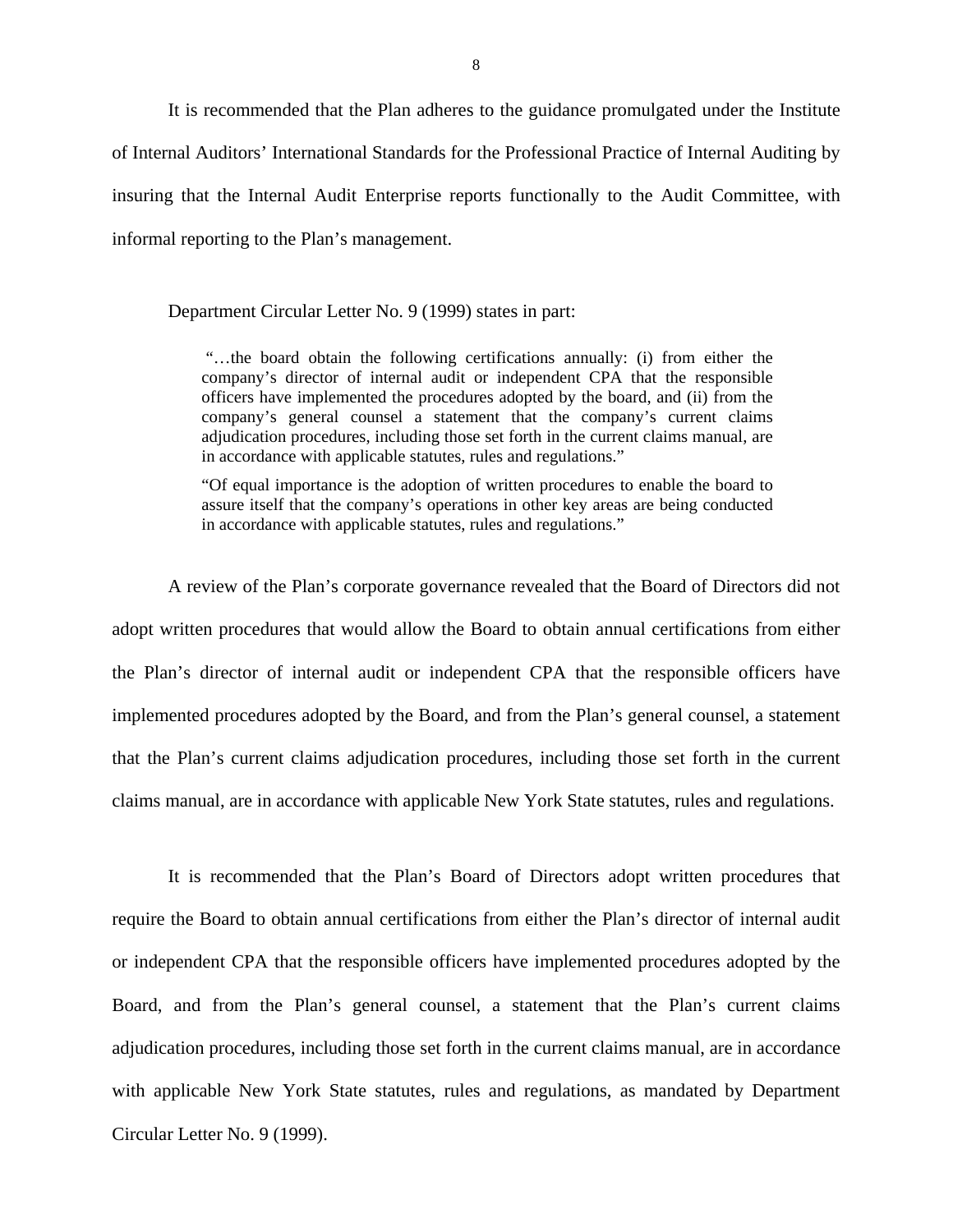It is recommended that the Plan adheres to the guidance promulgated under the Institute of Internal Auditors' International Standards for the Professional Practice of Internal Auditing by insuring that the Internal Audit Enterprise reports functionally to the Audit Committee, with informal reporting to the Plan's management.

Department Circular Letter No. 9 (1999) states in part:

> "…the board obtain the following certifications annually: (i) from either the company's director of internal audit or independent CPA that the responsible officers have implemented the procedures adopted by the board, and (ii) from the company's general counsel a statement that the company's current claims adjudication procedures, including those set forth in the current claims manual, are in accordance with applicable statutes, rules and regulations."
>
> "Of equal importance is the adoption of written procedures to enable the board to assure itself that the company's operations in other key areas are being conducted in accordance with applicable statutes, rules and regulations."

A review of the Plan's corporate governance revealed that the Board of Directors did not adopt written procedures that would allow the Board to obtain annual certifications from either the Plan's director of internal audit or independent CPA that the responsible officers have implemented procedures adopted by the Board, and from the Plan's general counsel, a statement that the Plan's current claims adjudication procedures, including those set forth in the current claims manual, are in accordance with applicable New York State statutes, rules and regulations.

It is recommended that the Plan's Board of Directors adopt written procedures that require the Board to obtain annual certifications from either the Plan's director of internal audit or independent CPA that the responsible officers have implemented procedures adopted by the Board, and from the Plan's general counsel, a statement that the Plan's current claims adjudication procedures, including those set forth in the current claims manual, are in accordance with applicable New York State statutes, rules and regulations, as mandated by Department Circular Letter No. 9 (1999).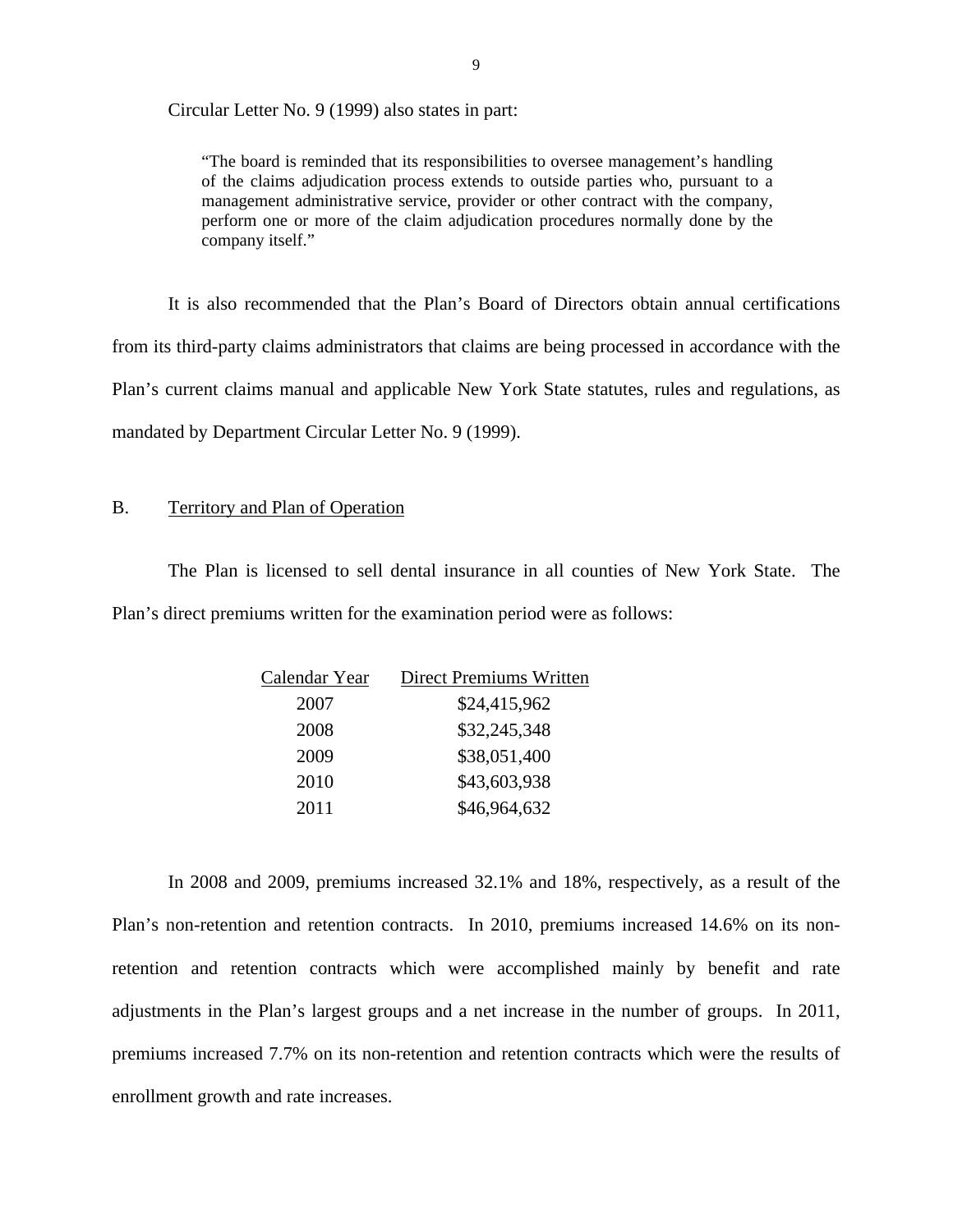Circular Letter No. 9 (1999) also states in part:

> "The board is reminded that its responsibilities to oversee management's handling of the claims adjudication process extends to outside parties who, pursuant to a management administrative service, provider or other contract with the company, perform one or more of the claim adjudication procedures normally done by the company itself."

It is also recommended that the Plan's Board of Directors obtain annual certifications from its third-party claims administrators that claims are being processed in accordance with the Plan's current claims manual and applicable New York State statutes, rules and regulations, as mandated by Department Circular Letter No. 9 (1999).

## B. Territory and Plan of Operation

The Plan is licensed to sell dental insurance in all counties of New York State. The Plan's direct premiums written for the examination period were as follows:

| Calendar Year | Direct Premiums Written |
|---|---|
| 2007 | $24,415,962 |
| 2008 | $32,245,348 |
| 2009 | $38,051,400 |
| 2010 | $43,603,938 |
| 2011 | $46,964,632 |

In 2008 and 2009, premiums increased 32.1% and 18%, respectively, as a result of the Plan's non-retention and retention contracts. In 2010, premiums increased 14.6% on its non-retention and retention contracts which were accomplished mainly by benefit and rate adjustments in the Plan's largest groups and a net increase in the number of groups. In 2011, premiums increased 7.7% on its non-retention and retention contracts which were the results of enrollment growth and rate increases.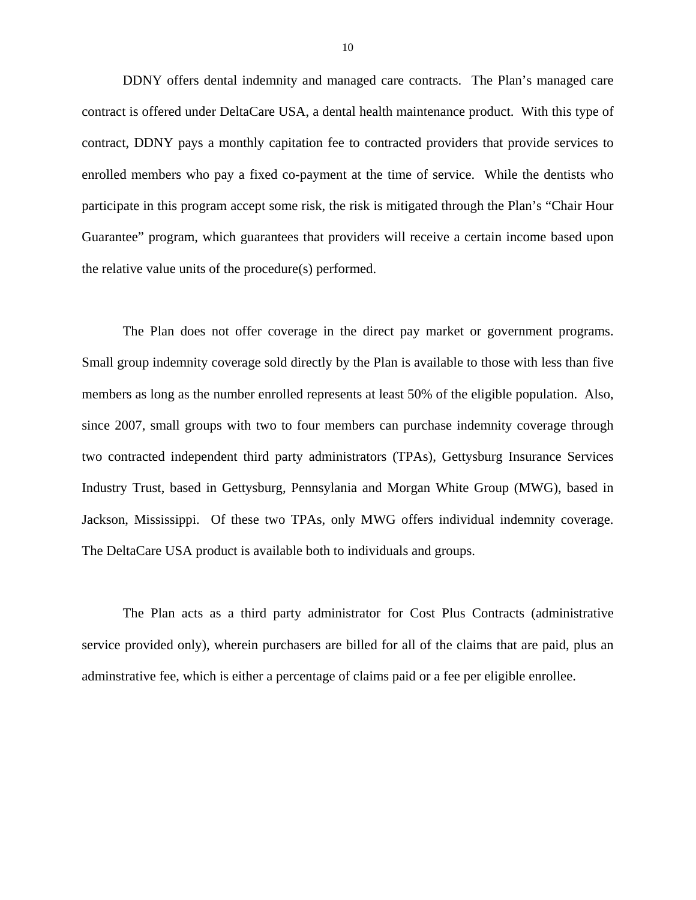DDNY offers dental indemnity and managed care contracts. The Plan's managed care contract is offered under DeltaCare USA, a dental health maintenance product. With this type of contract, DDNY pays a monthly capitation fee to contracted providers that provide services to enrolled members who pay a fixed co-payment at the time of service. While the dentists who participate in this program accept some risk, the risk is mitigated through the Plan's "Chair Hour Guarantee" program, which guarantees that providers will receive a certain income based upon the relative value units of the procedure(s) performed.

The Plan does not offer coverage in the direct pay market or government programs. Small group indemnity coverage sold directly by the Plan is available to those with less than five members as long as the number enrolled represents at least 50% of the eligible population. Also, since 2007, small groups with two to four members can purchase indemnity coverage through two contracted independent third party administrators (TPAs), Gettysburg Insurance Services Industry Trust, based in Gettysburg, Pennsylania and Morgan White Group (MWG), based in Jackson, Mississippi. Of these two TPAs, only MWG offers individual indemnity coverage. The DeltaCare USA product is available both to individuals and groups.

The Plan acts as a third party administrator for Cost Plus Contracts (administrative service provided only), wherein purchasers are billed for all of the claims that are paid, plus an adminstrative fee, which is either a percentage of claims paid or a fee per eligible enrollee.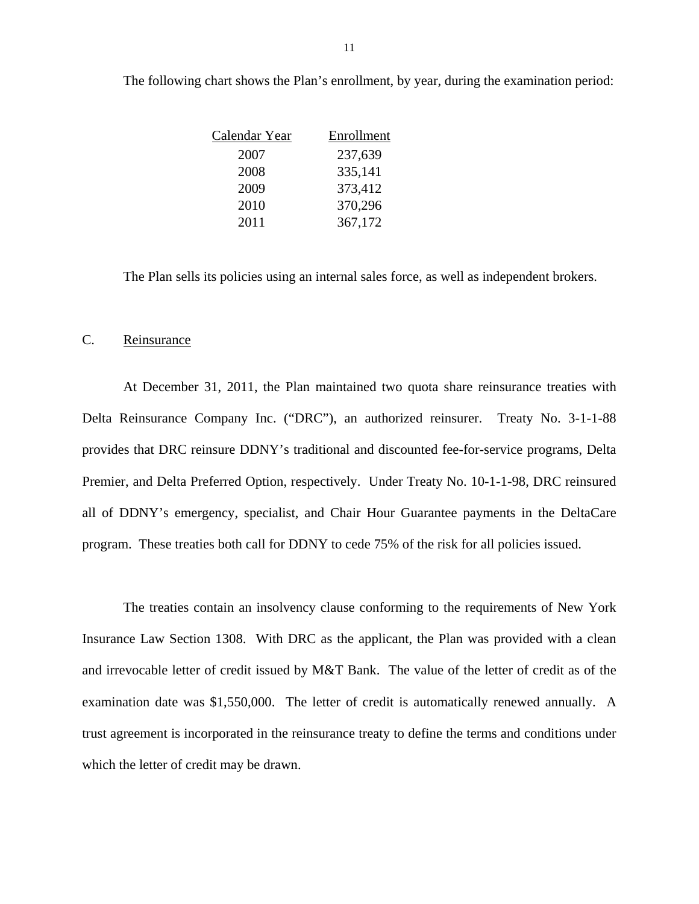The following chart shows the Plan's enrollment, by year, during the examination period:

| Calendar Year | Enrollment |
|---|---|
| 2007 | 237,639 |
| 2008 | 335,141 |
| 2009 | 373,412 |
| 2010 | 370,296 |
| 2011 | 367,172 |

The Plan sells its policies using an internal sales force, as well as independent brokers.

## C. Reinsurance

At December 31, 2011, the Plan maintained two quota share reinsurance treaties with Delta Reinsurance Company Inc. ("DRC"), an authorized reinsurer. Treaty No. 3-1-1-88 provides that DRC reinsure DDNY's traditional and discounted fee-for-service programs, Delta Premier, and Delta Preferred Option, respectively. Under Treaty No. 10-1-1-98, DRC reinsured all of DDNY's emergency, specialist, and Chair Hour Guarantee payments in the DeltaCare program. These treaties both call for DDNY to cede 75% of the risk for all policies issued.

The treaties contain an insolvency clause conforming to the requirements of New York Insurance Law Section 1308. With DRC as the applicant, the Plan was provided with a clean and irrevocable letter of credit issued by M&T Bank. The value of the letter of credit as of the examination date was $1,550,000. The letter of credit is automatically renewed annually. A trust agreement is incorporated in the reinsurance treaty to define the terms and conditions under which the letter of credit may be drawn.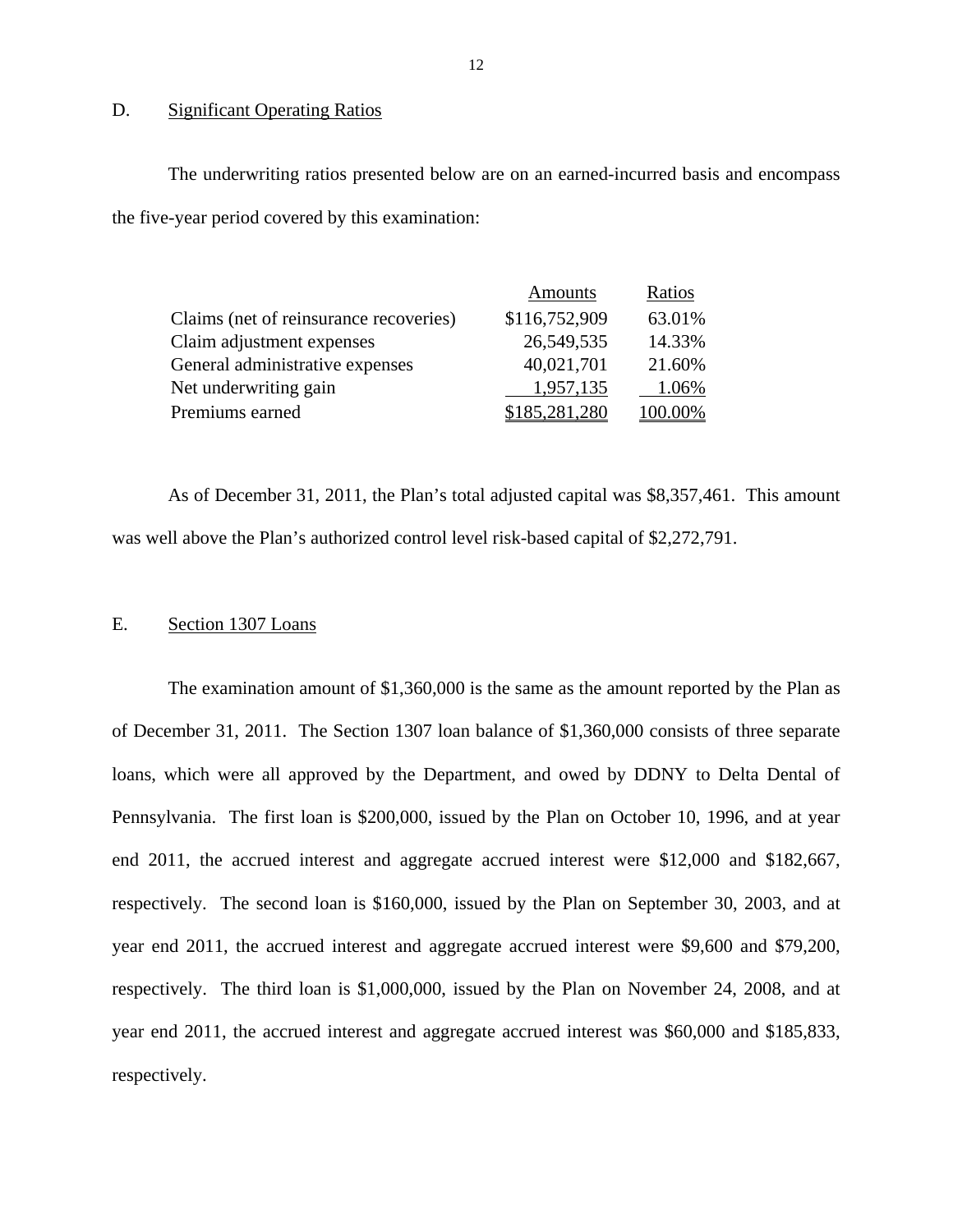## D. Significant Operating Ratios

The underwriting ratios presented below are on an earned-incurred basis and encompass the five-year period covered by this examination:

| | Amounts | Ratios |
|---|---|---|
| Claims (net of reinsurance recoveries) | $116,752,909 | 63.01% |
| Claim adjustment expenses | 26,549,535 | 14.33% |
| General administrative expenses | 40,021,701 | 21.60% |
| Net underwriting gain | 1,957,135 | 1.06% |
| Premiums earned | $185,281,280 | 100.00% |

As of December 31, 2011, the Plan's total adjusted capital was $8,357,461. This amount was well above the Plan's authorized control level risk-based capital of $2,272,791.

## E. Section 1307 Loans

The examination amount of $1,360,000 is the same as the amount reported by the Plan as of December 31, 2011. The Section 1307 loan balance of $1,360,000 consists of three separate loans, which were all approved by the Department, and owed by DDNY to Delta Dental of Pennsylvania. The first loan is $200,000, issued by the Plan on October 10, 1996, and at year end 2011, the accrued interest and aggregate accrued interest were $12,000 and $182,667, respectively. The second loan is $160,000, issued by the Plan on September 30, 2003, and at year end 2011, the accrued interest and aggregate accrued interest were $9,600 and $79,200, respectively. The third loan is $1,000,000, issued by the Plan on November 24, 2008, and at year end 2011, the accrued interest and aggregate accrued interest was $60,000 and $185,833, respectively.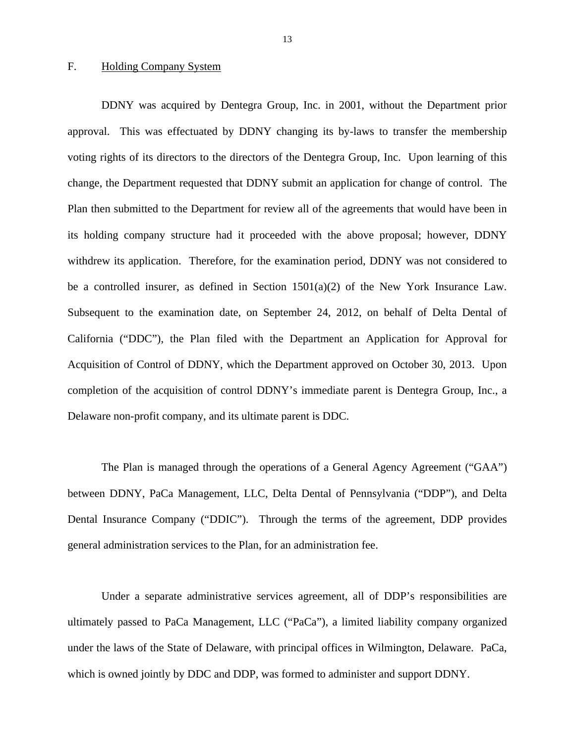## F. Holding Company System

DDNY was acquired by Dentegra Group, Inc. in 2001, without the Department prior approval. This was effectuated by DDNY changing its by-laws to transfer the membership voting rights of its directors to the directors of the Dentegra Group, Inc. Upon learning of this change, the Department requested that DDNY submit an application for change of control. The Plan then submitted to the Department for review all of the agreements that would have been in its holding company structure had it proceeded with the above proposal; however, DDNY withdrew its application. Therefore, for the examination period, DDNY was not considered to be a controlled insurer, as defined in Section 1501(a)(2) of the New York Insurance Law. Subsequent to the examination date, on September 24, 2012, on behalf of Delta Dental of California ("DDC"), the Plan filed with the Department an Application for Approval for Acquisition of Control of DDNY, which the Department approved on October 30, 2013. Upon completion of the acquisition of control DDNY's immediate parent is Dentegra Group, Inc., a Delaware non-profit company, and its ultimate parent is DDC.

The Plan is managed through the operations of a General Agency Agreement ("GAA") between DDNY, PaCa Management, LLC, Delta Dental of Pennsylvania ("DDP"), and Delta Dental Insurance Company ("DDIC"). Through the terms of the agreement, DDP provides general administration services to the Plan, for an administration fee.

Under a separate administrative services agreement, all of DDP's responsibilities are ultimately passed to PaCa Management, LLC ("PaCa"), a limited liability company organized under the laws of the State of Delaware, with principal offices in Wilmington, Delaware. PaCa, which is owned jointly by DDC and DDP, was formed to administer and support DDNY.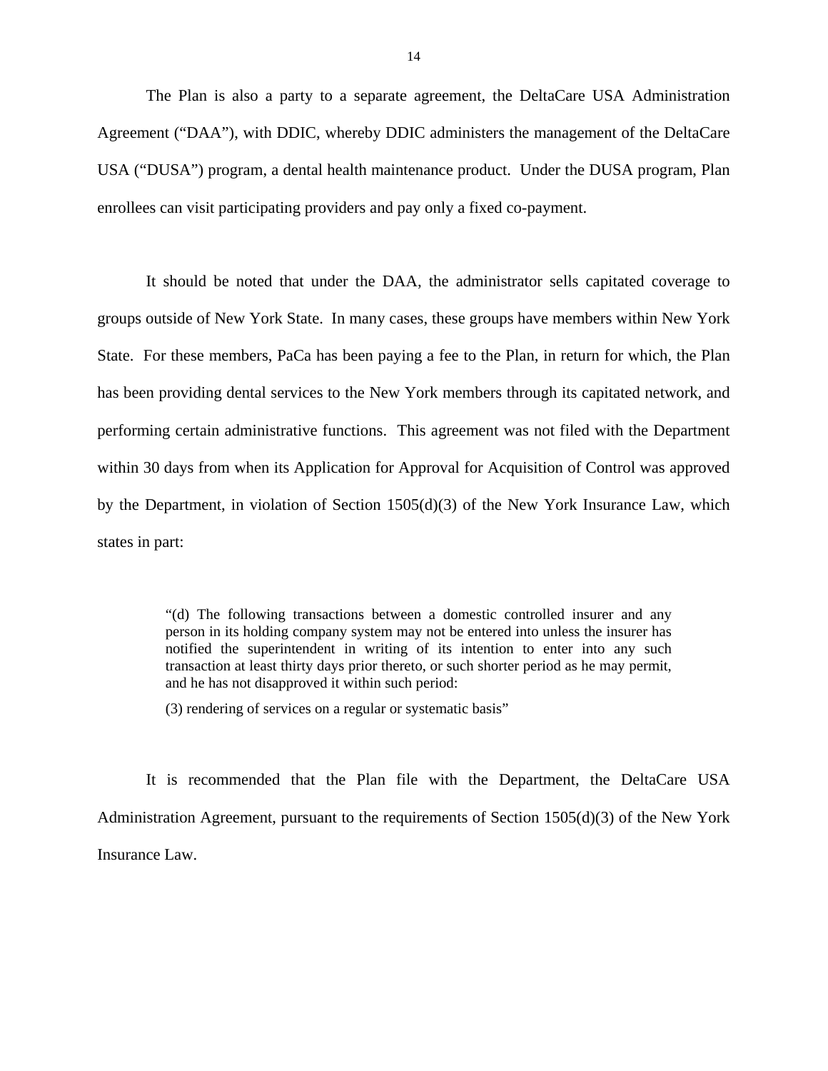The Plan is also a party to a separate agreement, the DeltaCare USA Administration Agreement ("DAA"), with DDIC, whereby DDIC administers the management of the DeltaCare USA ("DUSA") program, a dental health maintenance product. Under the DUSA program, Plan enrollees can visit participating providers and pay only a fixed co-payment.

It should be noted that under the DAA, the administrator sells capitated coverage to groups outside of New York State. In many cases, these groups have members within New York State. For these members, PaCa has been paying a fee to the Plan, in return for which, the Plan has been providing dental services to the New York members through its capitated network, and performing certain administrative functions. This agreement was not filed with the Department within 30 days from when its Application for Approval for Acquisition of Control was approved by the Department, in violation of Section 1505(d)(3) of the New York Insurance Law, which states in part:

> "(d) The following transactions between a domestic controlled insurer and any person in its holding company system may not be entered into unless the insurer has notified the superintendent in writing of its intention to enter into any such transaction at least thirty days prior thereto, or such shorter period as he may permit, and he has not disapproved it within such period:
>
> (3) rendering of services on a regular or systematic basis"

It is recommended that the Plan file with the Department, the DeltaCare USA Administration Agreement, pursuant to the requirements of Section 1505(d)(3) of the New York Insurance Law.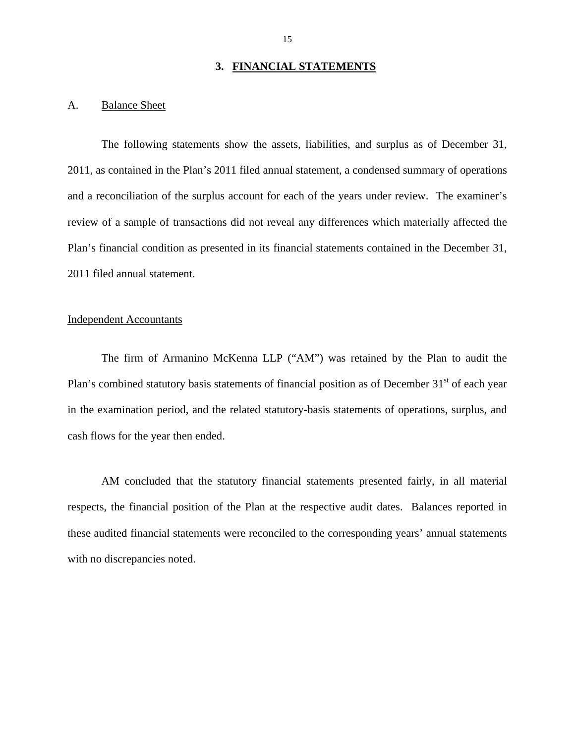## 3. FINANCIAL STATEMENTS

### A. Balance Sheet

The following statements show the assets, liabilities, and surplus as of December 31, 2011, as contained in the Plan's 2011 filed annual statement, a condensed summary of operations and a reconciliation of the surplus account for each of the years under review. The examiner's review of a sample of transactions did not reveal any differences which materially affected the Plan's financial condition as presented in its financial statements contained in the December 31, 2011 filed annual statement.

### Independent Accountants

The firm of Armanino McKenna LLP ("AM") was retained by the Plan to audit the Plan's combined statutory basis statements of financial position as of December 31st of each year in the examination period, and the related statutory-basis statements of operations, surplus, and cash flows for the year then ended.

AM concluded that the statutory financial statements presented fairly, in all material respects, the financial position of the Plan at the respective audit dates. Balances reported in these audited financial statements were reconciled to the corresponding years' annual statements with no discrepancies noted.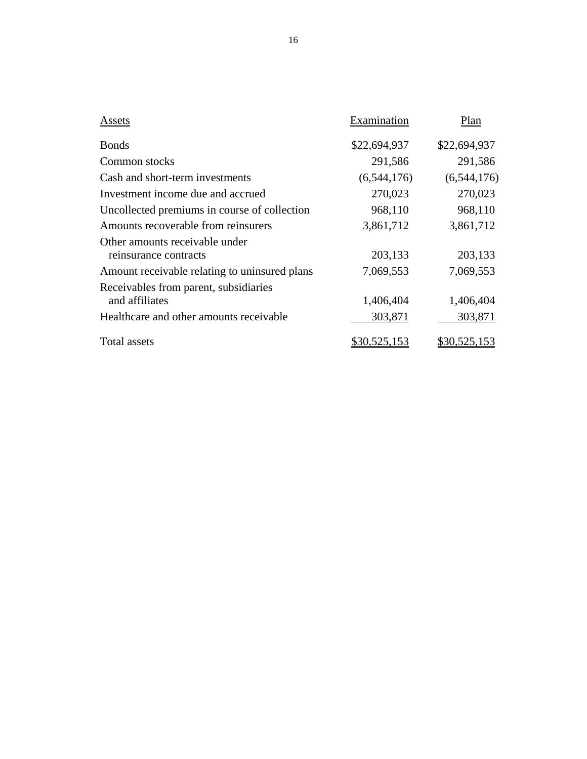| Assets | Examination | Plan |
| --- | --- | --- |
| Bonds | $22,694,937 | $22,694,937 |
| Common stocks | 291,586 | 291,586 |
| Cash and short-term investments | (6,544,176) | (6,544,176) |
| Investment income due and accrued | 270,023 | 270,023 |
| Uncollected premiums in course of collection | 968,110 | 968,110 |
| Amounts recoverable from reinsurers | 3,861,712 | 3,861,712 |
| Other amounts receivable under reinsurance contracts | 203,133 | 203,133 |
| Amount receivable relating to uninsured plans | 7,069,553 | 7,069,553 |
| Receivables from parent, subsidiaries and affiliates | 1,406,404 | 1,406,404 |
| Healthcare and other amounts receivable | 303,871 | 303,871 |
| Total assets | $30,525,153 | $30,525,153 |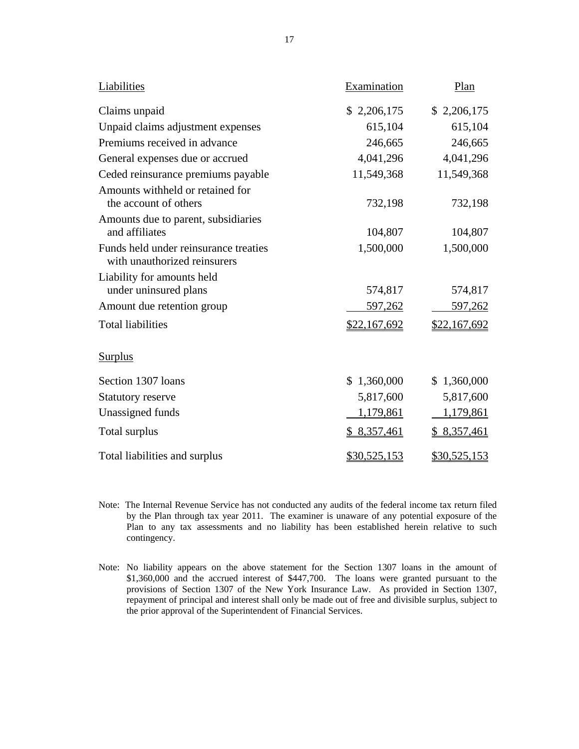| Liabilities | Examination | Plan |
|---|---|---|
| Claims unpaid | $ 2,206,175 | $ 2,206,175 |
| Unpaid claims adjustment expenses | 615,104 | 615,104 |
| Premiums received in advance | 246,665 | 246,665 |
| General expenses due or accrued | 4,041,296 | 4,041,296 |
| Ceded reinsurance premiums payable | 11,549,368 | 11,549,368 |
| Amounts withheld or retained for the account of others | 732,198 | 732,198 |
| Amounts due to parent, subsidiaries and affiliates | 104,807 | 104,807 |
| Funds held under reinsurance treaties with unauthorized reinsurers | 1,500,000 | 1,500,000 |
| Liability for amounts held under uninsured plans | 574,817 | 574,817 |
| Amount due retention group | 597,262 | 597,262 |
| Total liabilities | $22,167,692 | $22,167,692 |
| **Surplus** | | |
| Section 1307 loans | $ 1,360,000 | $ 1,360,000 |
| Statutory reserve | 5,817,600 | 5,817,600 |
| Unassigned funds | 1,179,861 | 1,179,861 |
| Total surplus | $ 8,357,461 | $ 8,357,461 |
| Total liabilities and surplus | $30,525,153 | $30,525,153 |

Note: The Internal Revenue Service has not conducted any audits of the federal income tax return filed by the Plan through tax year 2011. The examiner is unaware of any potential exposure of the Plan to any tax assessments and no liability has been established herein relative to such contingency.

Note: No liability appears on the above statement for the Section 1307 loans in the amount of $1,360,000 and the accrued interest of $447,700. The loans were granted pursuant to the provisions of Section 1307 of the New York Insurance Law. As provided in Section 1307, repayment of principal and interest shall only be made out of free and divisible surplus, subject to the prior approval of the Superintendent of Financial Services.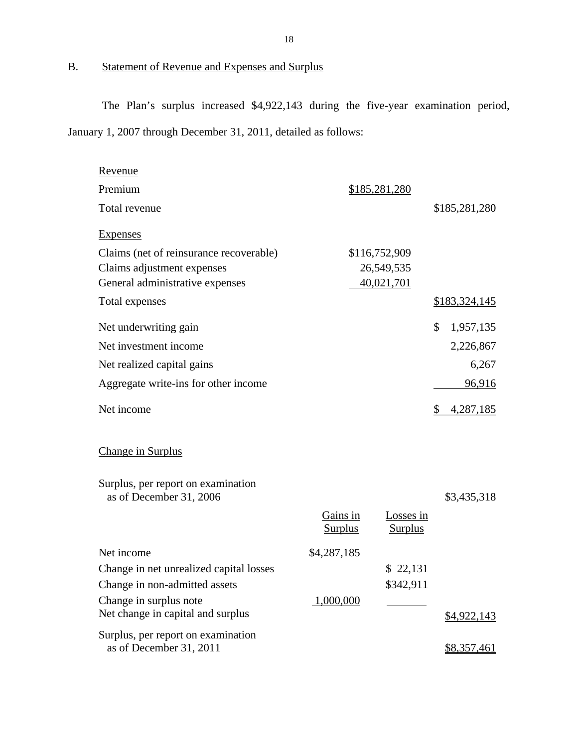## B. Statement of Revenue and Expenses and Surplus

The Plan's surplus increased $4,922,143 during the five-year examination period, January 1, 2007 through December 31, 2011, detailed as follows:

| | | |
|---|---|---|
| Revenue | | |
| Premium | $185,281,280 | |
| Total revenue | | $185,281,280 |
| Expenses | | |
| Claims (net of reinsurance recoverable) | $116,752,909 | |
| Claims adjustment expenses | 26,549,535 | |
| General administrative expenses | 40,021,701 | |
| Total expenses | | $183,324,145 |
| Net underwriting gain | | $ 1,957,135 |
| Net investment income | | 2,226,867 |
| Net realized capital gains | | 6,267 |
| Aggregate write-ins for other income | | 96,916 |
| Net income | | $ 4,287,185 |

### Change in Surplus

| | Gains in Surplus | Losses in Surplus | |
|---|---|---|---|
| Surplus, per report on examination as of December 31, 2006 | | | $3,435,318 |
| Net income | $4,287,185 | | |
| Change in net unrealized capital losses | | $ 22,131 | |
| Change in non-admitted assets | | $342,911 | |
| Change in surplus note | 1,000,000 | | |
| Net change in capital and surplus | | | $4,922,143 |
| Surplus, per report on examination as of December 31, 2011 | | | $8,357,461 |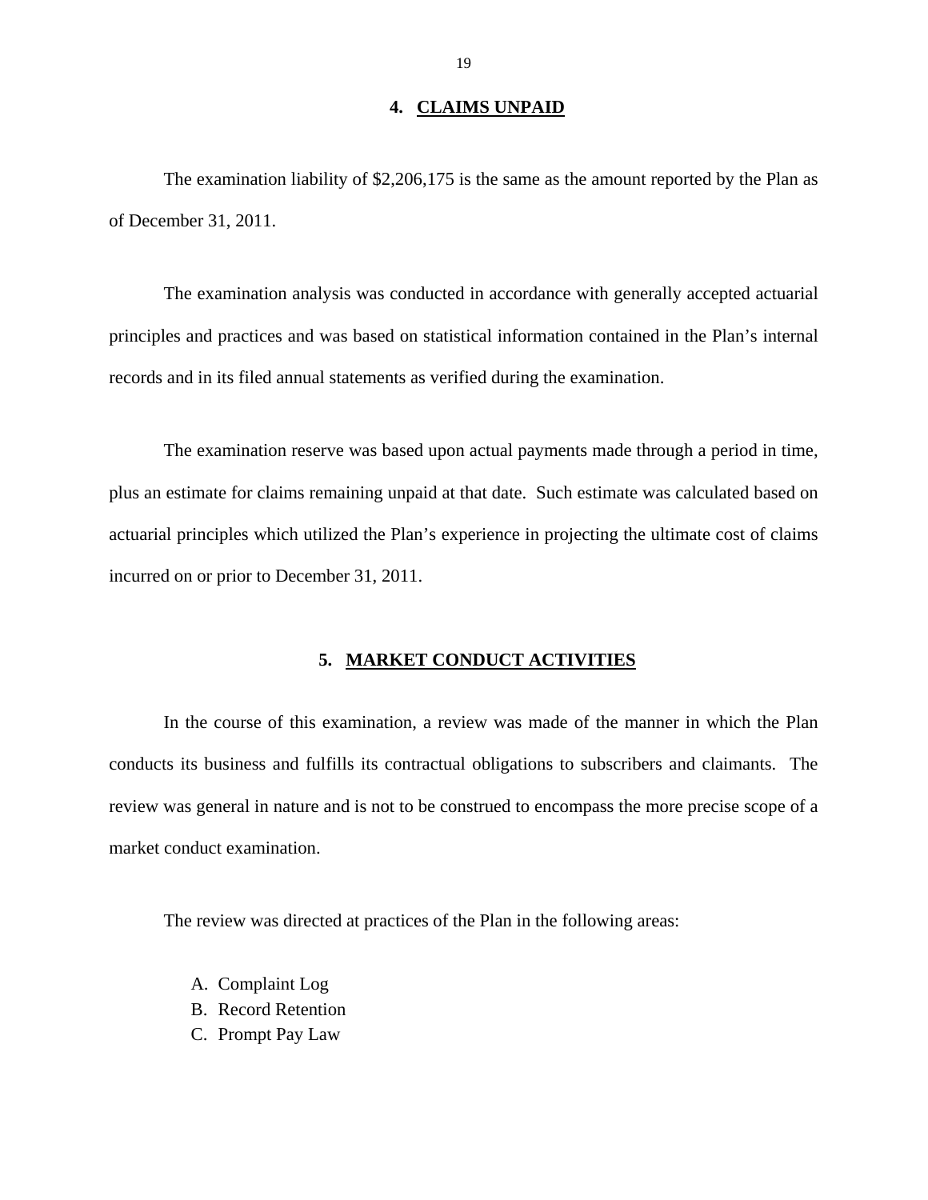## 4. CLAIMS UNPAID

The examination liability of $2,206,175 is the same as the amount reported by the Plan as of December 31, 2011.

The examination analysis was conducted in accordance with generally accepted actuarial principles and practices and was based on statistical information contained in the Plan's internal records and in its filed annual statements as verified during the examination.

The examination reserve was based upon actual payments made through a period in time, plus an estimate for claims remaining unpaid at that date. Such estimate was calculated based on actuarial principles which utilized the Plan's experience in projecting the ultimate cost of claims incurred on or prior to December 31, 2011.

## 5. MARKET CONDUCT ACTIVITIES

In the course of this examination, a review was made of the manner in which the Plan conducts its business and fulfills its contractual obligations to subscribers and claimants. The review was general in nature and is not to be construed to encompass the more precise scope of a market conduct examination.

The review was directed at practices of the Plan in the following areas:

A. Complaint Log
B. Record Retention
C. Prompt Pay Law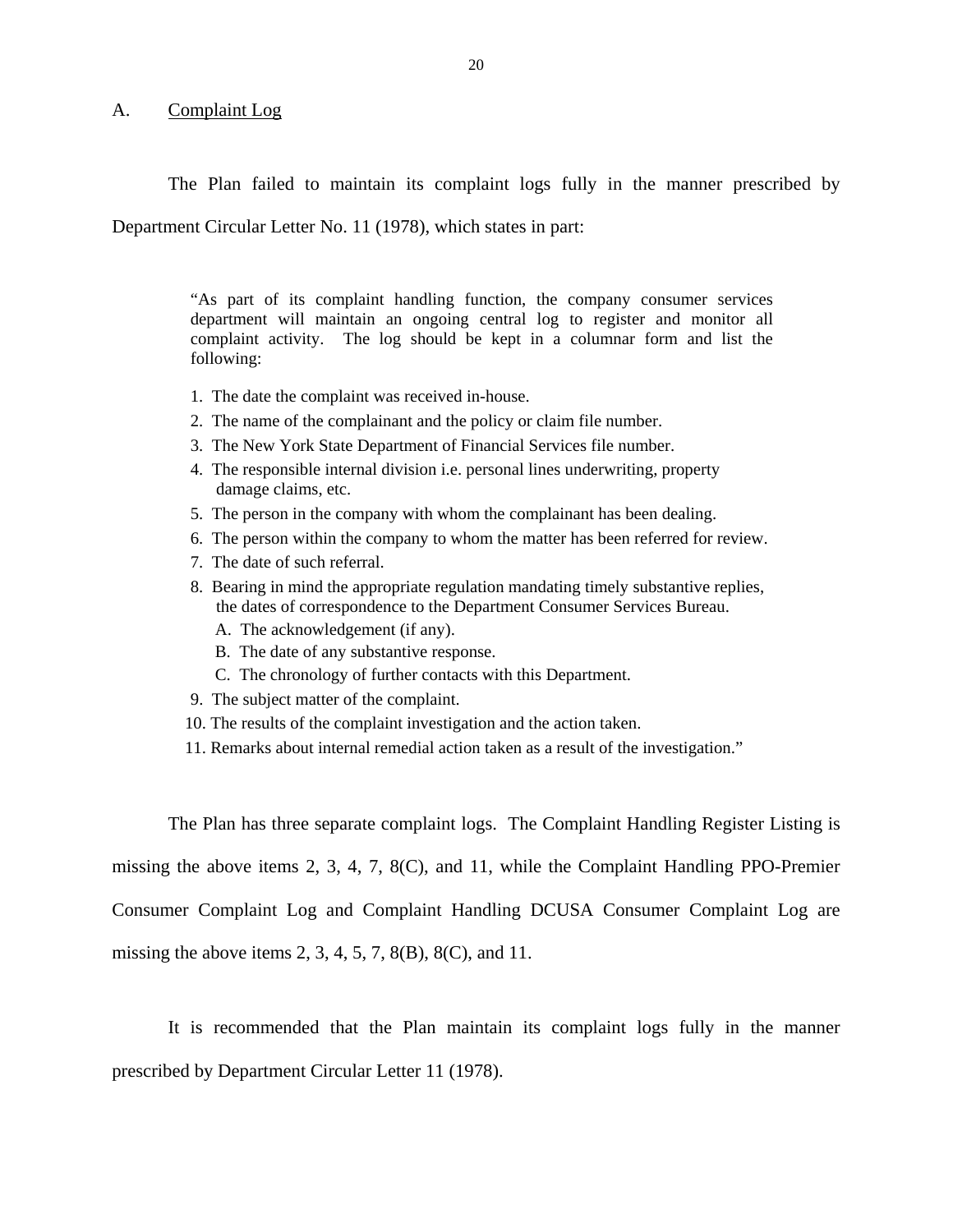## A. Complaint Log

The Plan failed to maintain its complaint logs fully in the manner prescribed by Department Circular Letter No. 11 (1978), which states in part:

> "As part of its complaint handling function, the company consumer services department will maintain an ongoing central log to register and monitor all complaint activity. The log should be kept in a columnar form and list the following:
>
> 1. The date the complaint was received in-house.
> 2. The name of the complainant and the policy or claim file number.
> 3. The New York State Department of Financial Services file number.
> 4. The responsible internal division i.e. personal lines underwriting, property damage claims, etc.
> 5. The person in the company with whom the complainant has been dealing.
> 6. The person within the company to whom the matter has been referred for review.
> 7. The date of such referral.
> 8. Bearing in mind the appropriate regulation mandating timely substantive replies, the dates of correspondence to the Department Consumer Services Bureau.
>    A. The acknowledgement (if any).
>    B. The date of any substantive response.
>    C. The chronology of further contacts with this Department.
> 9. The subject matter of the complaint.
> 10. The results of the complaint investigation and the action taken.
> 11. Remarks about internal remedial action taken as a result of the investigation."

The Plan has three separate complaint logs. The Complaint Handling Register Listing is missing the above items 2, 3, 4, 7, 8(C), and 11, while the Complaint Handling PPO-Premier Consumer Complaint Log and Complaint Handling DCUSA Consumer Complaint Log are missing the above items 2, 3, 4, 5, 7, 8(B), 8(C), and 11.

It is recommended that the Plan maintain its complaint logs fully in the manner prescribed by Department Circular Letter 11 (1978).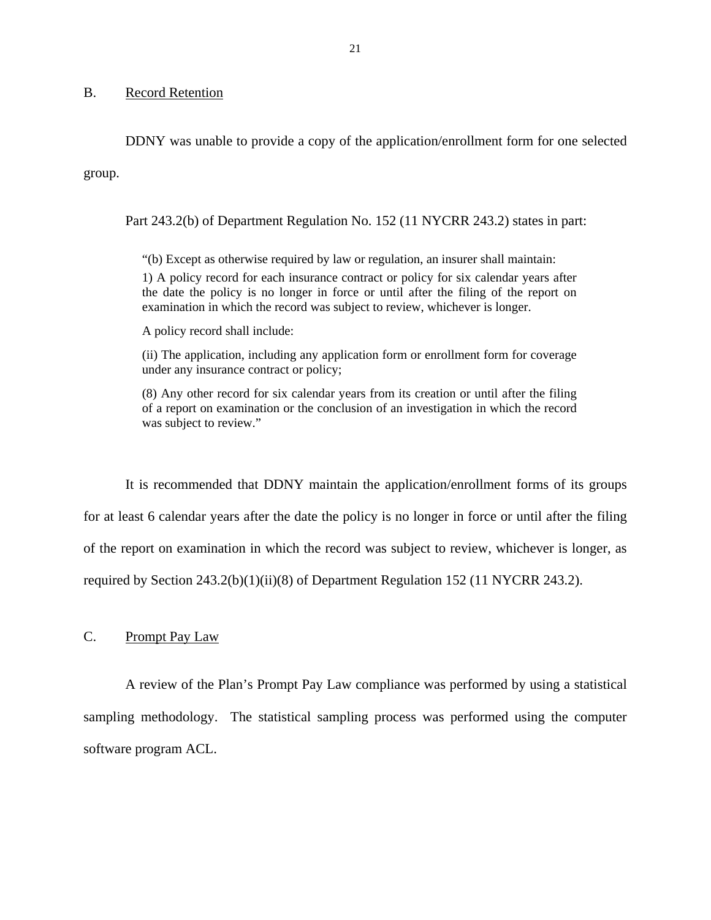## B. Record Retention

DDNY was unable to provide a copy of the application/enrollment form for one selected group.

Part 243.2(b) of Department Regulation No. 152 (11 NYCRR 243.2) states in part:

> "(b) Except as otherwise required by law or regulation, an insurer shall maintain:
>
> 1) A policy record for each insurance contract or policy for six calendar years after the date the policy is no longer in force or until after the filing of the report on examination in which the record was subject to review, whichever is longer.
>
> A policy record shall include:
>
> (ii) The application, including any application form or enrollment form for coverage under any insurance contract or policy;
>
> (8) Any other record for six calendar years from its creation or until after the filing of a report on examination or the conclusion of an investigation in which the record was subject to review."

It is recommended that DDNY maintain the application/enrollment forms of its groups for at least 6 calendar years after the date the policy is no longer in force or until after the filing of the report on examination in which the record was subject to review, whichever is longer, as required by Section 243.2(b)(1)(ii)(8) of Department Regulation 152 (11 NYCRR 243.2).

## C. Prompt Pay Law

A review of the Plan's Prompt Pay Law compliance was performed by using a statistical sampling methodology. The statistical sampling process was performed using the computer software program ACL.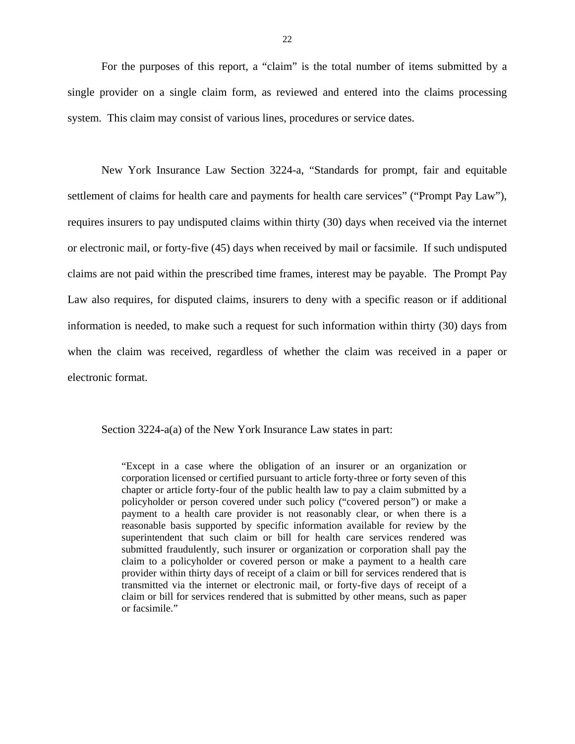For the purposes of this report, a "claim" is the total number of items submitted by a single provider on a single claim form, as reviewed and entered into the claims processing system. This claim may consist of various lines, procedures or service dates.

New York Insurance Law Section 3224-a, "Standards for prompt, fair and equitable settlement of claims for health care and payments for health care services" ("Prompt Pay Law"), requires insurers to pay undisputed claims within thirty (30) days when received via the internet or electronic mail, or forty-five (45) days when received by mail or facsimile. If such undisputed claims are not paid within the prescribed time frames, interest may be payable. The Prompt Pay Law also requires, for disputed claims, insurers to deny with a specific reason or if additional information is needed, to make such a request for such information within thirty (30) days from when the claim was received, regardless of whether the claim was received in a paper or electronic format.

Section 3224-a(a) of the New York Insurance Law states in part:

> "Except in a case where the obligation of an insurer or an organization or corporation licensed or certified pursuant to article forty-three or forty seven of this chapter or article forty-four of the public health law to pay a claim submitted by a policyholder or person covered under such policy ("covered person") or make a payment to a health care provider is not reasonably clear, or when there is a reasonable basis supported by specific information available for review by the superintendent that such claim or bill for health care services rendered was submitted fraudulently, such insurer or organization or corporation shall pay the claim to a policyholder or covered person or make a payment to a health care provider within thirty days of receipt of a claim or bill for services rendered that is transmitted via the internet or electronic mail, or forty-five days of receipt of a claim or bill for services rendered that is submitted by other means, such as paper or facsimile."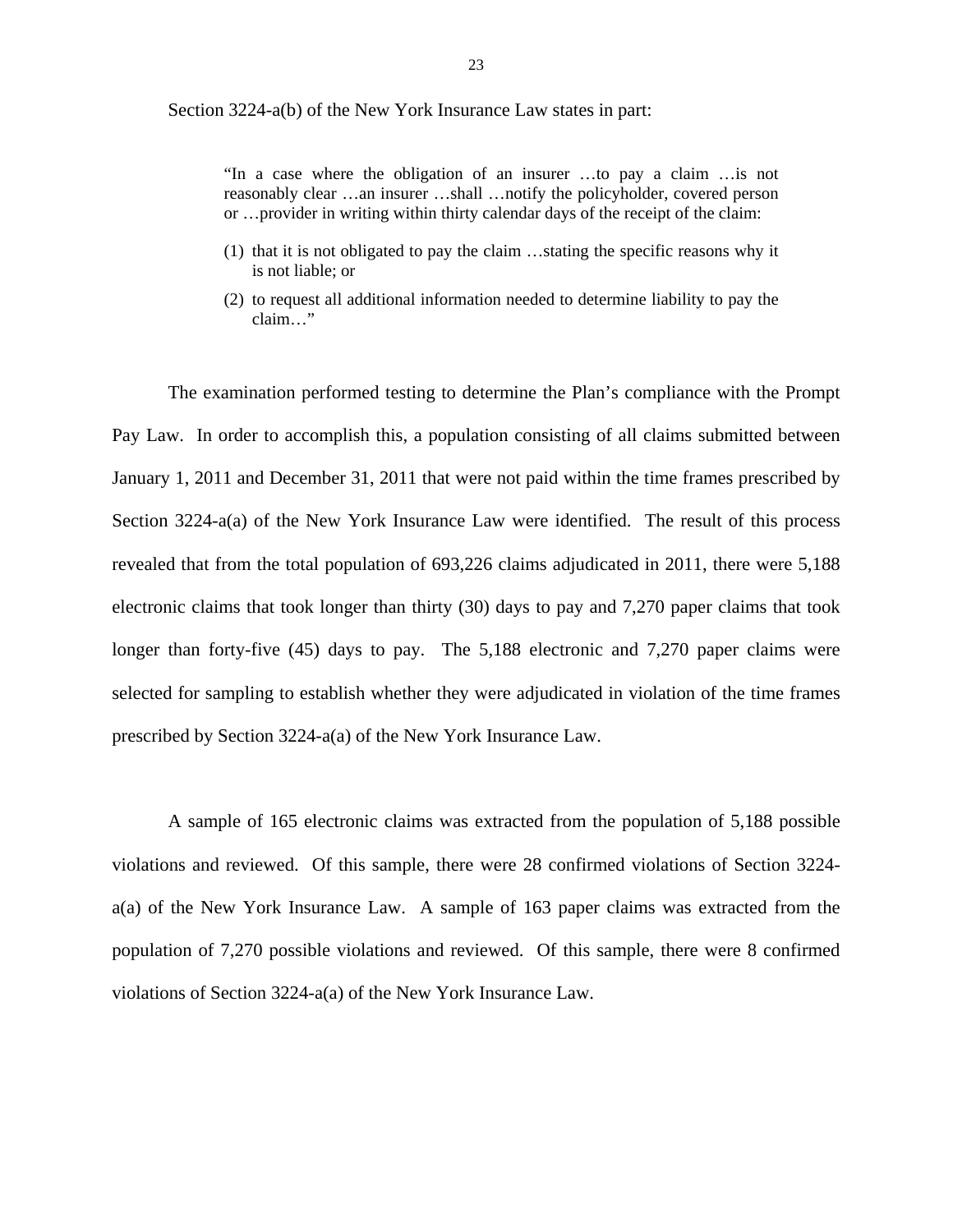Section 3224-a(b) of the New York Insurance Law states in part:

> "In a case where the obligation of an insurer …to pay a claim …is not reasonably clear …an insurer …shall …notify the policyholder, covered person or …provider in writing within thirty calendar days of the receipt of the claim:
>
> (1) that it is not obligated to pay the claim …stating the specific reasons why it is not liable; or
>
> (2) to request all additional information needed to determine liability to pay the claim…"

The examination performed testing to determine the Plan's compliance with the Prompt Pay Law. In order to accomplish this, a population consisting of all claims submitted between January 1, 2011 and December 31, 2011 that were not paid within the time frames prescribed by Section 3224-a(a) of the New York Insurance Law were identified. The result of this process revealed that from the total population of 693,226 claims adjudicated in 2011, there were 5,188 electronic claims that took longer than thirty (30) days to pay and 7,270 paper claims that took longer than forty-five (45) days to pay. The 5,188 electronic and 7,270 paper claims were selected for sampling to establish whether they were adjudicated in violation of the time frames prescribed by Section 3224-a(a) of the New York Insurance Law.

A sample of 165 electronic claims was extracted from the population of 5,188 possible violations and reviewed. Of this sample, there were 28 confirmed violations of Section 3224-a(a) of the New York Insurance Law. A sample of 163 paper claims was extracted from the population of 7,270 possible violations and reviewed. Of this sample, there were 8 confirmed violations of Section 3224-a(a) of the New York Insurance Law.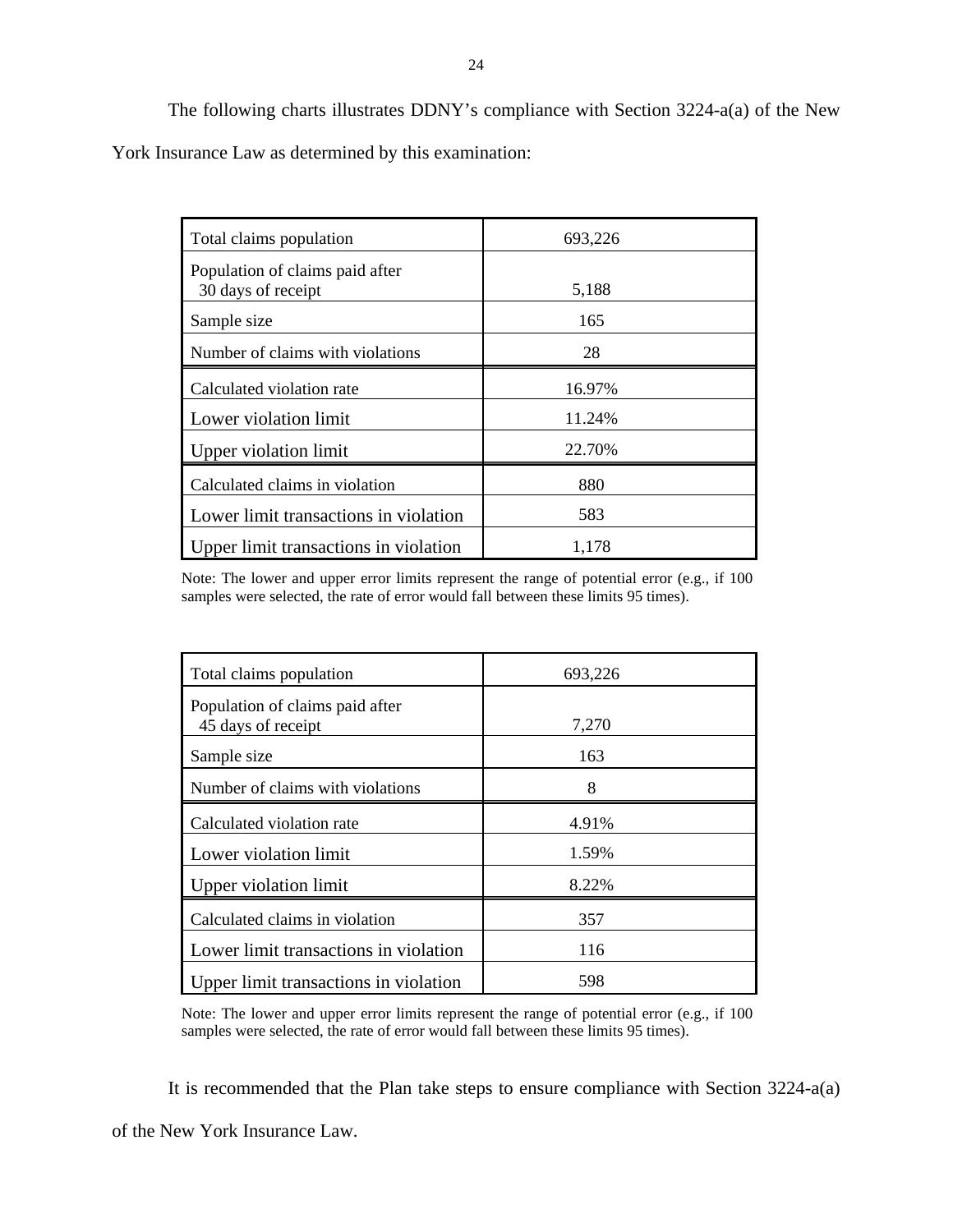The following charts illustrates DDNY's compliance with Section 3224-a(a) of the New York Insurance Law as determined by this examination:

| | |
|---|---|
| Total claims population | 693,226 |
| Population of claims paid after 30 days of receipt | 5,188 |
| Sample size | 165 |
| Number of claims with violations | 28 |
| Calculated violation rate | 16.97% |
| Lower violation limit | 11.24% |
| Upper violation limit | 22.70% |
| Calculated claims in violation | 880 |
| Lower limit transactions in violation | 583 |
| Upper limit transactions in violation | 1,178 |

Note: The lower and upper error limits represent the range of potential error (e.g., if 100 samples were selected, the rate of error would fall between these limits 95 times).

| | |
|---|---|
| Total claims population | 693,226 |
| Population of claims paid after 45 days of receipt | 7,270 |
| Sample size | 163 |
| Number of claims with violations | 8 |
| Calculated violation rate | 4.91% |
| Lower violation limit | 1.59% |
| Upper violation limit | 8.22% |
| Calculated claims in violation | 357 |
| Lower limit transactions in violation | 116 |
| Upper limit transactions in violation | 598 |

Note: The lower and upper error limits represent the range of potential error (e.g., if 100 samples were selected, the rate of error would fall between these limits 95 times).

It is recommended that the Plan take steps to ensure compliance with Section 3224-a(a) of the New York Insurance Law.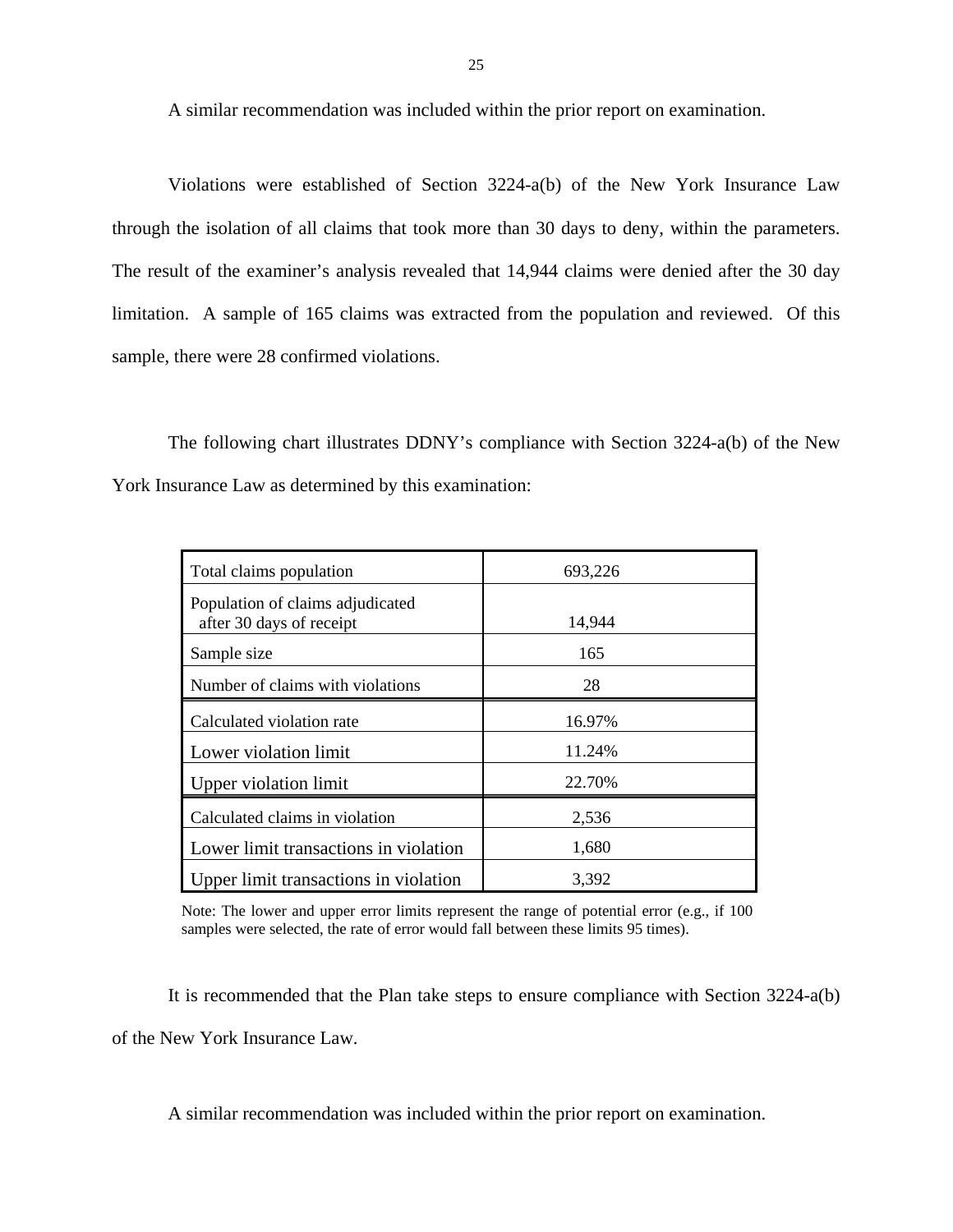A similar recommendation was included within the prior report on examination.

Violations were established of Section 3224-a(b) of the New York Insurance Law through the isolation of all claims that took more than 30 days to deny, within the parameters. The result of the examiner's analysis revealed that 14,944 claims were denied after the 30 day limitation. A sample of 165 claims was extracted from the population and reviewed. Of this sample, there were 28 confirmed violations.

The following chart illustrates DDNY's compliance with Section 3224-a(b) of the New York Insurance Law as determined by this examination:

| | |
|---|---|
| Total claims population | 693,226 |
| Population of claims adjudicated after 30 days of receipt | 14,944 |
| Sample size | 165 |
| Number of claims with violations | 28 |
| Calculated violation rate | 16.97% |
| Lower violation limit | 11.24% |
| Upper violation limit | 22.70% |
| Calculated claims in violation | 2,536 |
| Lower limit transactions in violation | 1,680 |
| Upper limit transactions in violation | 3,392 |

Note: The lower and upper error limits represent the range of potential error (e.g., if 100 samples were selected, the rate of error would fall between these limits 95 times).

It is recommended that the Plan take steps to ensure compliance with Section 3224-a(b) of the New York Insurance Law.

A similar recommendation was included within the prior report on examination.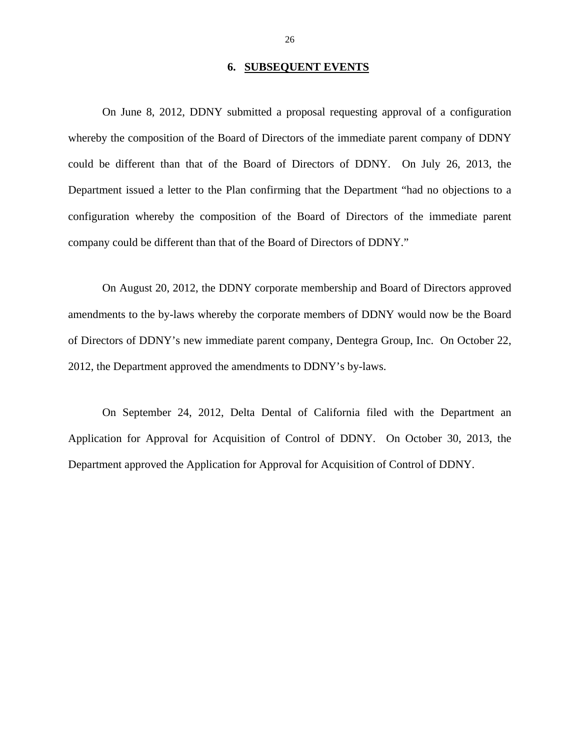## 6. SUBSEQUENT EVENTS

On June 8, 2012, DDNY submitted a proposal requesting approval of a configuration whereby the composition of the Board of Directors of the immediate parent company of DDNY could be different than that of the Board of Directors of DDNY. On July 26, 2013, the Department issued a letter to the Plan confirming that the Department "had no objections to a configuration whereby the composition of the Board of Directors of the immediate parent company could be different than that of the Board of Directors of DDNY."

On August 20, 2012, the DDNY corporate membership and Board of Directors approved amendments to the by-laws whereby the corporate members of DDNY would now be the Board of Directors of DDNY's new immediate parent company, Dentegra Group, Inc. On October 22, 2012, the Department approved the amendments to DDNY's by-laws.

On September 24, 2012, Delta Dental of California filed with the Department an Application for Approval for Acquisition of Control of DDNY. On October 30, 2013, the Department approved the Application for Approval for Acquisition of Control of DDNY.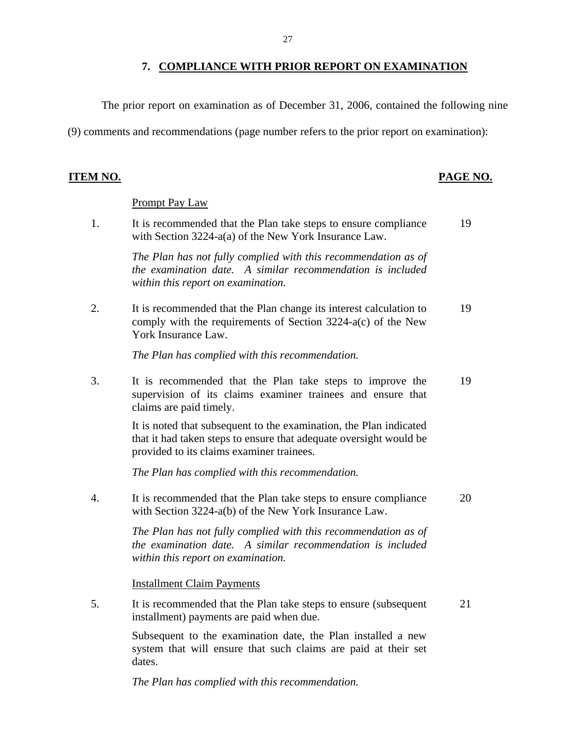## 7. COMPLIANCE WITH PRIOR REPORT ON EXAMINATION

The prior report on examination as of December 31, 2006, contained the following nine (9) comments and recommendations (page number refers to the prior report on examination):

| ITEM NO. | | PAGE NO. |
|---|---|---|
| | Prompt Pay Law | |
| 1. | It is recommended that the Plan take steps to ensure compliance with Section 3224-a(a) of the New York Insurance Law.<br><br>*The Plan has not fully complied with this recommendation as of the examination date. A similar recommendation is included within this report on examination.* | 19 |
| 2. | It is recommended that the Plan change its interest calculation to comply with the requirements of Section 3224-a(c) of the New York Insurance Law.<br><br>*The Plan has complied with this recommendation.* | 19 |
| 3. | It is recommended that the Plan take steps to improve the supervision of its claims examiner trainees and ensure that claims are paid timely.<br><br>It is noted that subsequent to the examination, the Plan indicated that it had taken steps to ensure that adequate oversight would be provided to its claims examiner trainees.<br><br>*The Plan has complied with this recommendation.* | 19 |
| 4. | It is recommended that the Plan take steps to ensure compliance with Section 3224-a(b) of the New York Insurance Law.<br><br>*The Plan has not fully complied with this recommendation as of the examination date. A similar recommendation is included within this report on examination.* | 20 |
| | Installment Claim Payments | |
| 5. | It is recommended that the Plan take steps to ensure (subsequent installment) payments are paid when due.<br><br>Subsequent to the examination date, the Plan installed a new system that will ensure that such claims are paid at their set dates.<br><br>*The Plan has complied with this recommendation.* | 21 |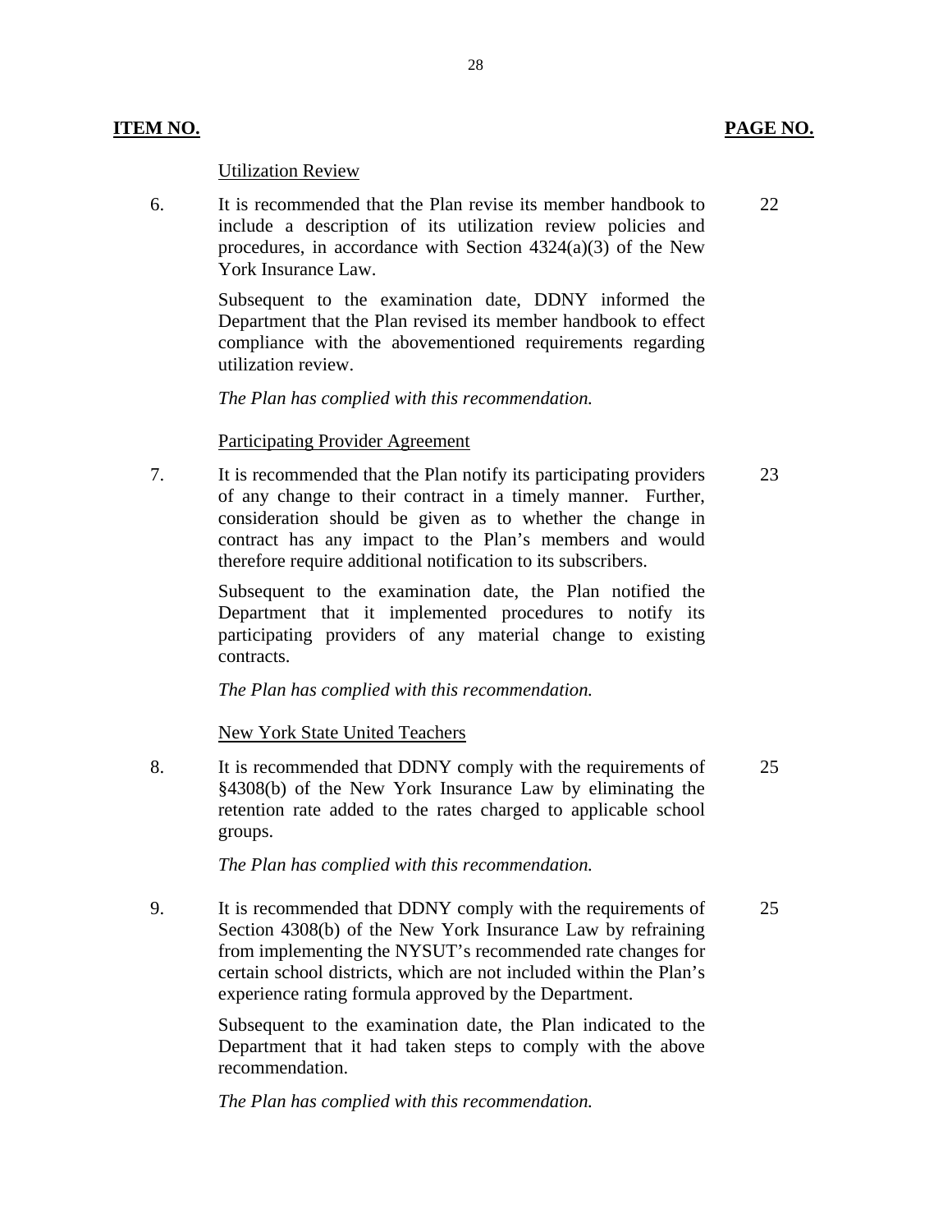| **ITEM NO.** | | **PAGE NO.** |
|---|---|---|
| | Utilization Review | |
| 6. | It is recommended that the Plan revise its member handbook to include a description of its utilization review policies and procedures, in accordance with Section 4324(a)(3) of the New York Insurance Law.<br><br>Subsequent to the examination date, DDNY informed the Department that the Plan revised its member handbook to effect compliance with the abovementioned requirements regarding utilization review.<br><br>*The Plan has complied with this recommendation.* | 22 |
| | Participating Provider Agreement | |
| 7. | It is recommended that the Plan notify its participating providers of any change to their contract in a timely manner. Further, consideration should be given as to whether the change in contract has any impact to the Plan's members and would therefore require additional notification to its subscribers.<br><br>Subsequent to the examination date, the Plan notified the Department that it implemented procedures to notify its participating providers of any material change to existing contracts.<br><br>*The Plan has complied with this recommendation.* | 23 |
| | New York State United Teachers | |
| 8. | It is recommended that DDNY comply with the requirements of §4308(b) of the New York Insurance Law by eliminating the retention rate added to the rates charged to applicable school groups.<br><br>*The Plan has complied with this recommendation.* | 25 |
| 9. | It is recommended that DDNY comply with the requirements of Section 4308(b) of the New York Insurance Law by refraining from implementing the NYSUT's recommended rate changes for certain school districts, which are not included within the Plan's experience rating formula approved by the Department.<br><br>Subsequent to the examination date, the Plan indicated to the Department that it had taken steps to comply with the above recommendation.<br><br>*The Plan has complied with this recommendation.* | 25 |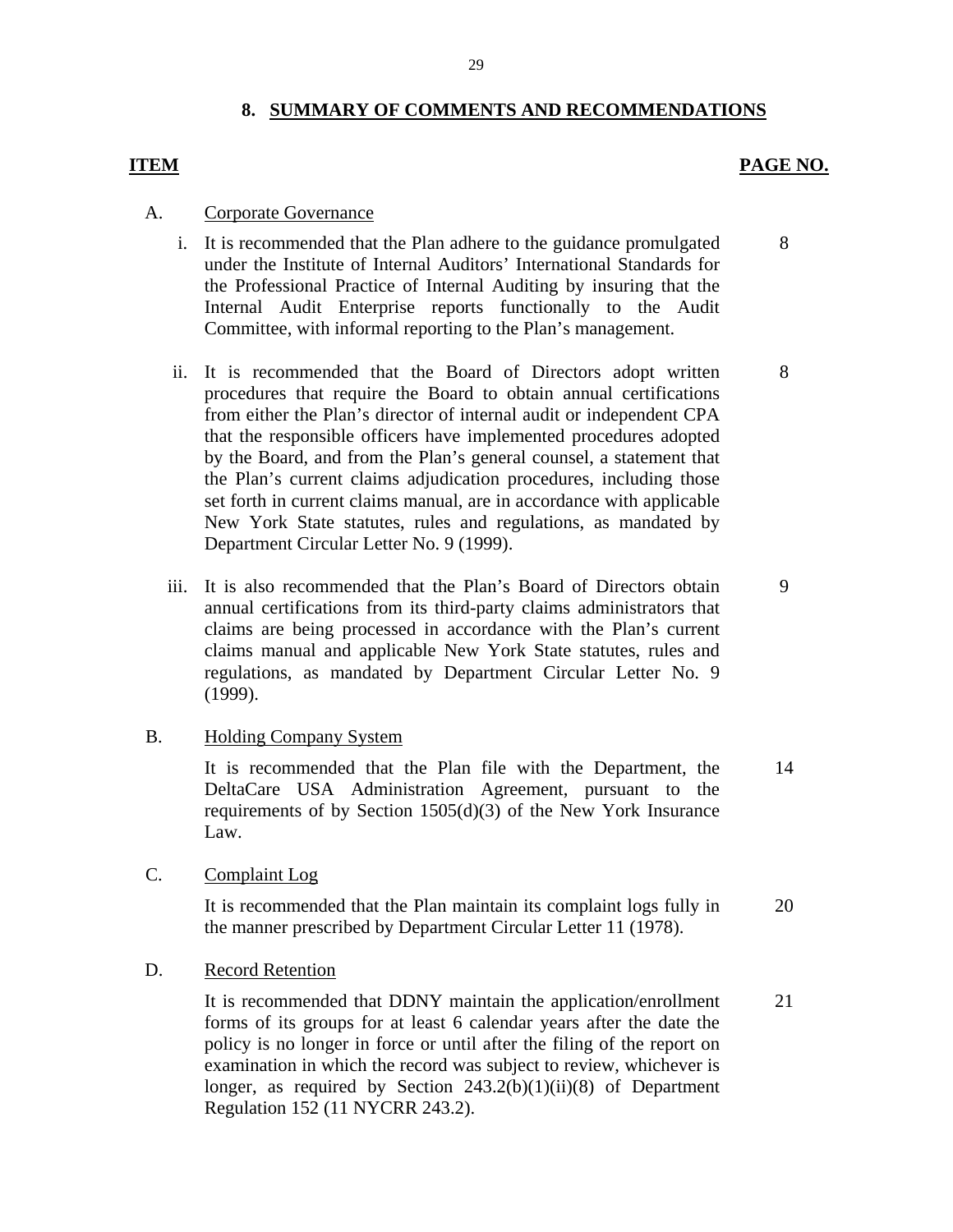## 8. SUMMARY OF COMMENTS AND RECOMMENDATIONS

| ITEM | | PAGE NO. |
|---|---|---|
| A. | **Corporate Governance** | |
| i. | It is recommended that the Plan adhere to the guidance promulgated under the Institute of Internal Auditors' International Standards for the Professional Practice of Internal Auditing by insuring that the Internal Audit Enterprise reports functionally to the Audit Committee, with informal reporting to the Plan's management. | 8 |
| ii. | It is recommended that the Board of Directors adopt written procedures that require the Board to obtain annual certifications from either the Plan's director of internal audit or independent CPA that the responsible officers have implemented procedures adopted by the Board, and from the Plan's general counsel, a statement that the Plan's current claims adjudication procedures, including those set forth in current claims manual, are in accordance with applicable New York State statutes, rules and regulations, as mandated by Department Circular Letter No. 9 (1999). | 8 |
| iii. | It is also recommended that the Plan's Board of Directors obtain annual certifications from its third-party claims administrators that claims are being processed in accordance with the Plan's current claims manual and applicable New York State statutes, rules and regulations, as mandated by Department Circular Letter No. 9 (1999). | 9 |
| B. | **Holding Company System** | |
| | It is recommended that the Plan file with the Department, the DeltaCare USA Administration Agreement, pursuant to the requirements of by Section 1505(d)(3) of the New York Insurance Law. | 14 |
| C. | **Complaint Log** | |
| | It is recommended that the Plan maintain its complaint logs fully in the manner prescribed by Department Circular Letter 11 (1978). | 20 |
| D. | **Record Retention** | |
| | It is recommended that DDNY maintain the application/enrollment forms of its groups for at least 6 calendar years after the date the policy is no longer in force or until after the filing of the report on examination in which the record was subject to review, whichever is longer, as required by Section 243.2(b)(1)(ii)(8) of Department Regulation 152 (11 NYCRR 243.2). | 21 |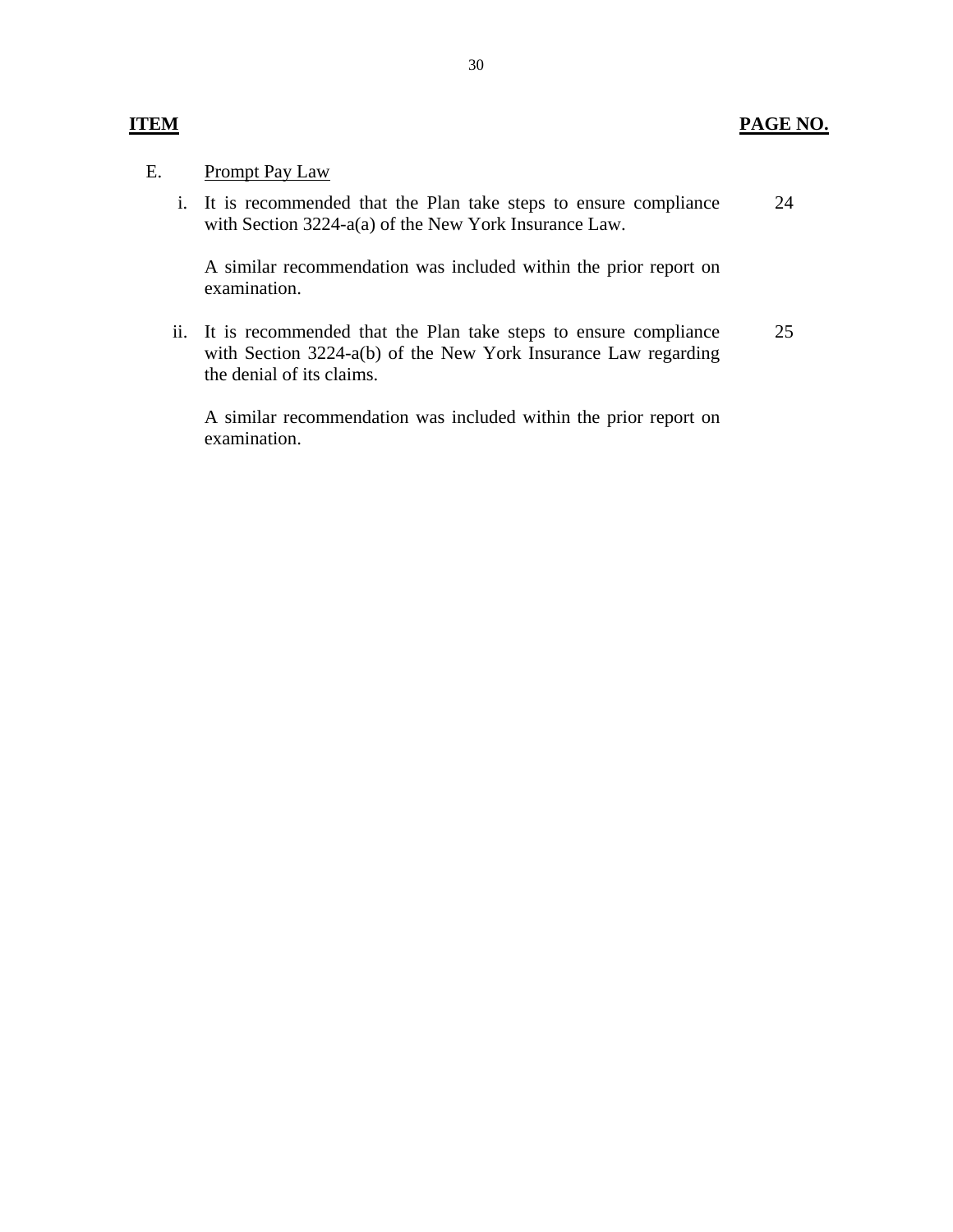| ITEM | | PAGE NO. |
|---|---|---|
| E. | Prompt Pay Law | |
| i. | It is recommended that the Plan take steps to ensure compliance with Section 3224-a(a) of the New York Insurance Law.<br><br>A similar recommendation was included within the prior report on examination. | 24 |
| ii. | It is recommended that the Plan take steps to ensure compliance with Section 3224-a(b) of the New York Insurance Law regarding the denial of its claims.<br><br>A similar recommendation was included within the prior report on examination. | 25 |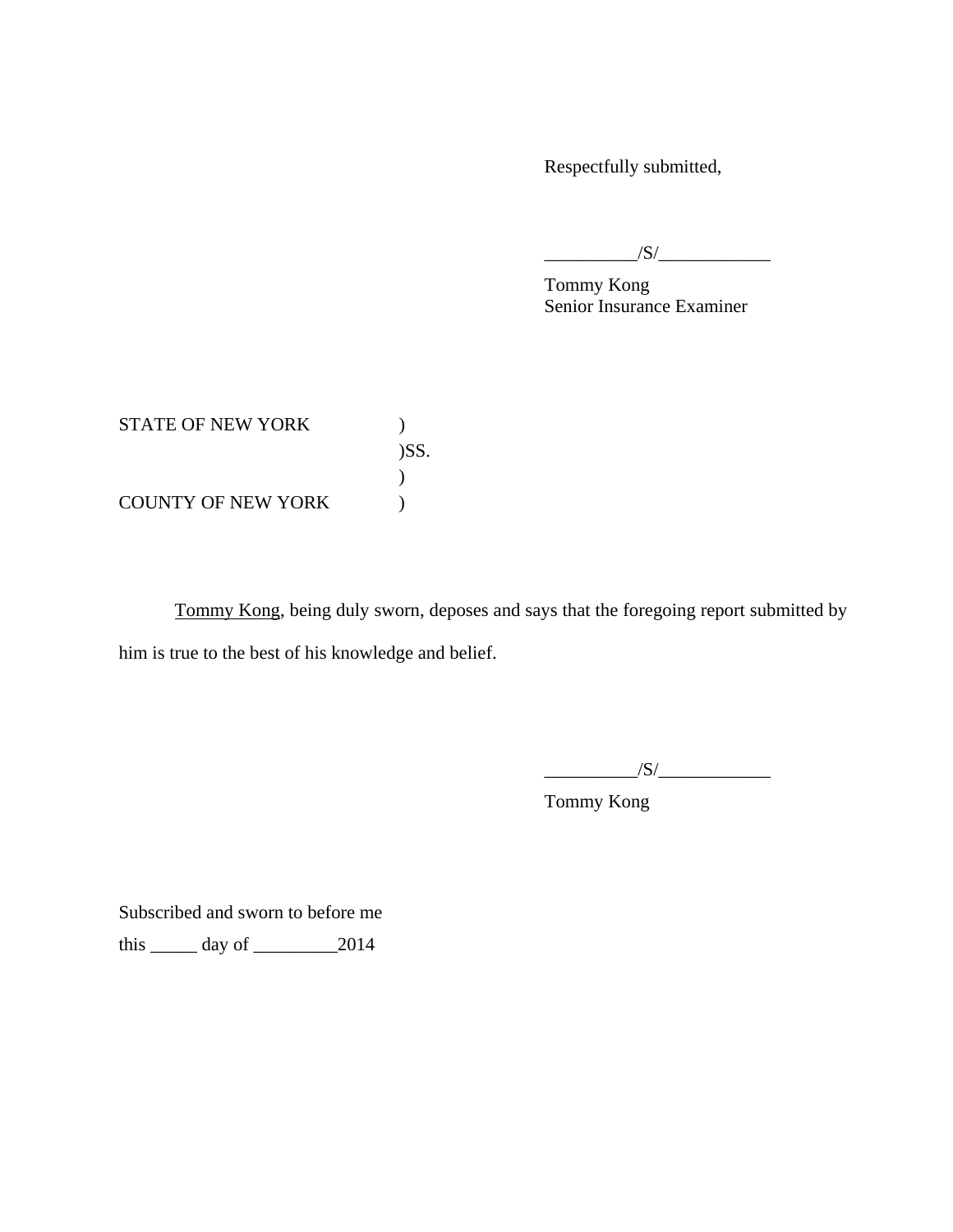Respectfully submitted,

__________/S/____________

Tommy Kong
Senior Insurance Examiner

STATE OF NEW YORK )
)SS.
)
COUNTY OF NEW YORK )

Tommy Kong, being duly sworn, deposes and says that the foregoing report submitted by him is true to the best of his knowledge and belief.

__________/S/____________

Tommy Kong

Subscribed and sworn to before me

this _____ day of _________2014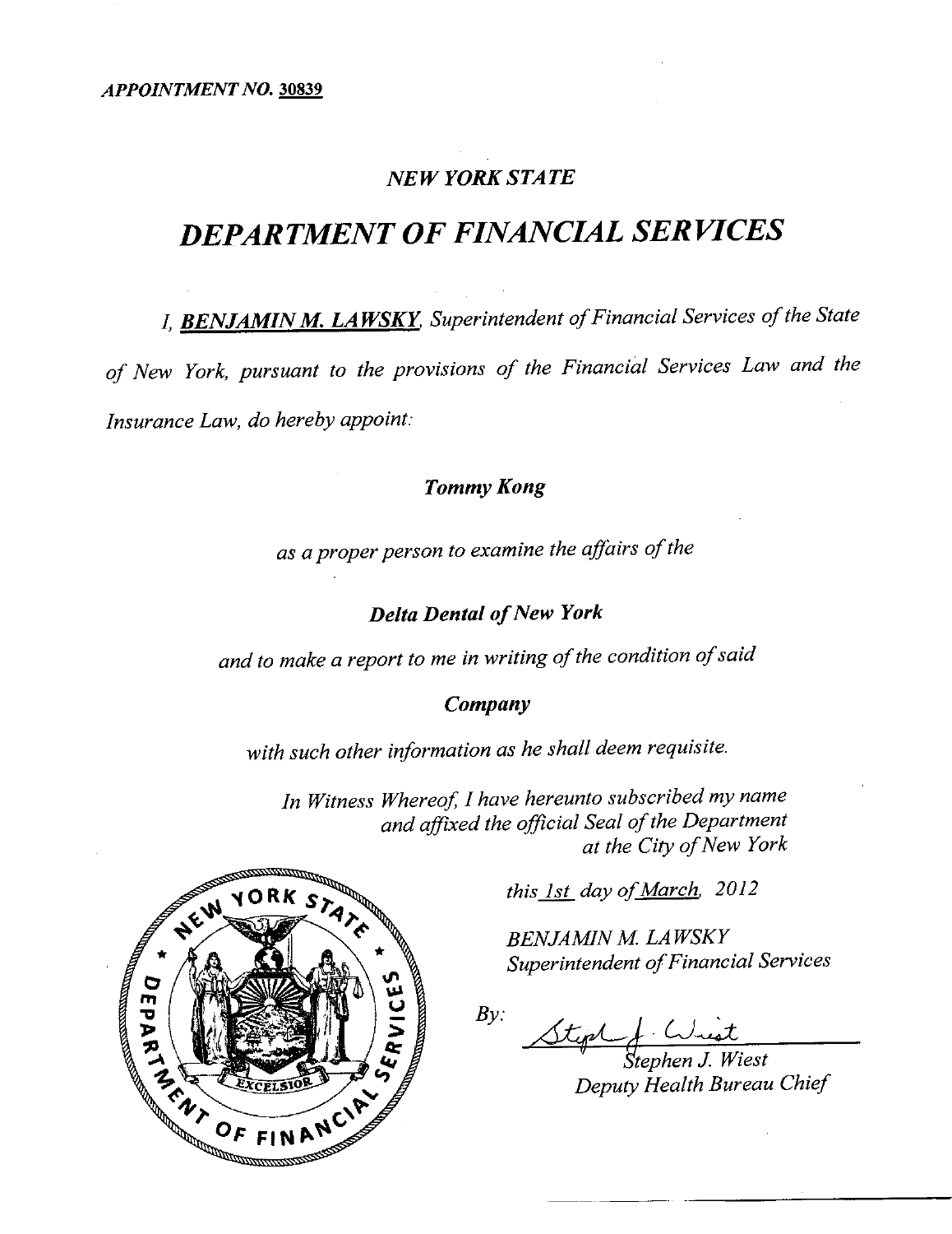*APPOINTMENT NO. 30839*

*NEW YORK STATE*

# *DEPARTMENT OF FINANCIAL SERVICES*

*I, **BENJAMIN M. LAWSKY**, Superintendent of Financial Services of the State of New York, pursuant to the provisions of the Financial Services Law and the Insurance Law, do hereby appoint:*

***Tommy Kong***

*as a proper person to examine the affairs of the*

***Delta Dental of New York***

*and to make a report to me in writing of the condition of said*

***Company***

*with such other information as he shall deem requisite.*

*In Witness Whereof, I have hereunto subscribed my name and affixed the official Seal of the Department at the City of New York*

*this 1st day of March, 2012*

*BENJAMIN M. LAWSKY*
*Superintendent of Financial Services*

*By:*

*Stephen J. Wiest*
*Deputy Health Bureau Chief*